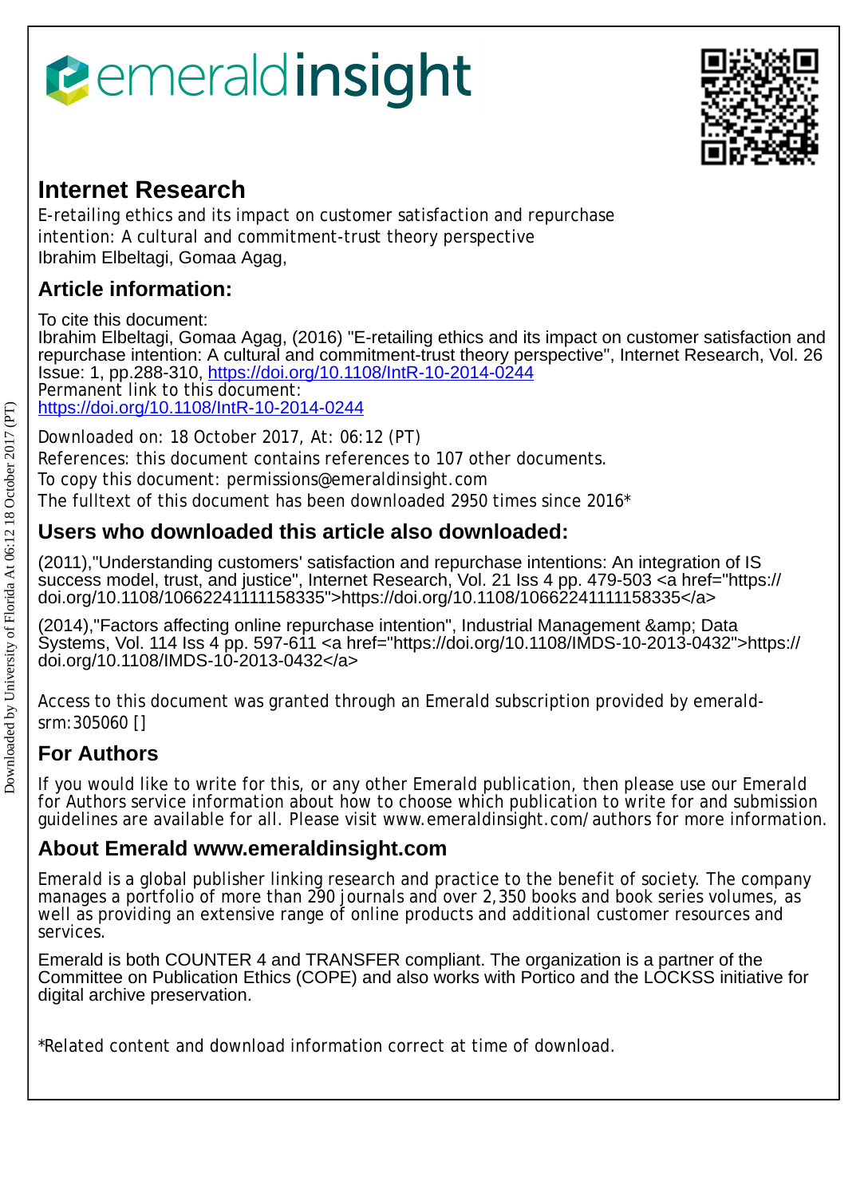# Internet Research

E-retailing ethics and its impact on customer satisfaction and repurchase intention: A cultural and commitment-trust theory perspective

Ibrahim Elbeltagi, Gomaa Agag,

## Article information:

To cite this document:

Ibrahim Elbeltagi, Gomaa Agag, (2016) "E-retailing ethics and its impact on customer satisfaction and repurchase intention: A cultural and commitment-trust theory perspective", Internet Research, Vol. 26 Issue: 1, pp.288-310, https://doi.org/10.1108/IntR-10-2014-0244

Permanent link to this document:

https://doi.org/10.1108/IntR-10-2014-0244

Downloaded on: 18 October 2017, At: 06:12 (PT)

References: this document contains references to 107 other documents.

To copy this document: permissions@emeraldinsight.com

The fulltext of this document has been downloaded 2950 times since 2016*

## Users who downloaded this article also downloaded:

(2011),"Understanding customers' satisfaction and repurchase intentions: An integration of IS success model, trust, and justice", Internet Research, Vol. 21 Iss 4 pp. 479-503 <a href="https://doi.org/10.1108/10662241111158335">https://doi.org/10.1108/10662241111158335</a>

(2014),"Factors affecting online repurchase intention", Industrial Management &amp; Data Systems, Vol. 114 Iss 4 pp. 597-611 <a href="https://doi.org/10.1108/IMDS-10-2013-0432">https://doi.org/10.1108/IMDS-10-2013-0432</a>

Access to this document was granted through an Emerald subscription provided by emerald-srm:305060 []

## For Authors

If you would like to write for this, or any other Emerald publication, then please use our Emerald for Authors service information about how to choose which publication to write for and submission guidelines are available for all. Please visit www.emeraldinsight.com/authors for more information.

## About Emerald www.emeraldinsight.com

Emerald is a global publisher linking research and practice to the benefit of society. The company manages a portfolio of more than 290 journals and over 2,350 books and book series volumes, as well as providing an extensive range of online products and additional customer resources and services.

Emerald is both COUNTER 4 and TRANSFER compliant. The organization is a partner of the Committee on Publication Ethics (COPE) and also works with Portico and the LOCKSS initiative for digital archive preservation.

*Related content and download information correct at time of download.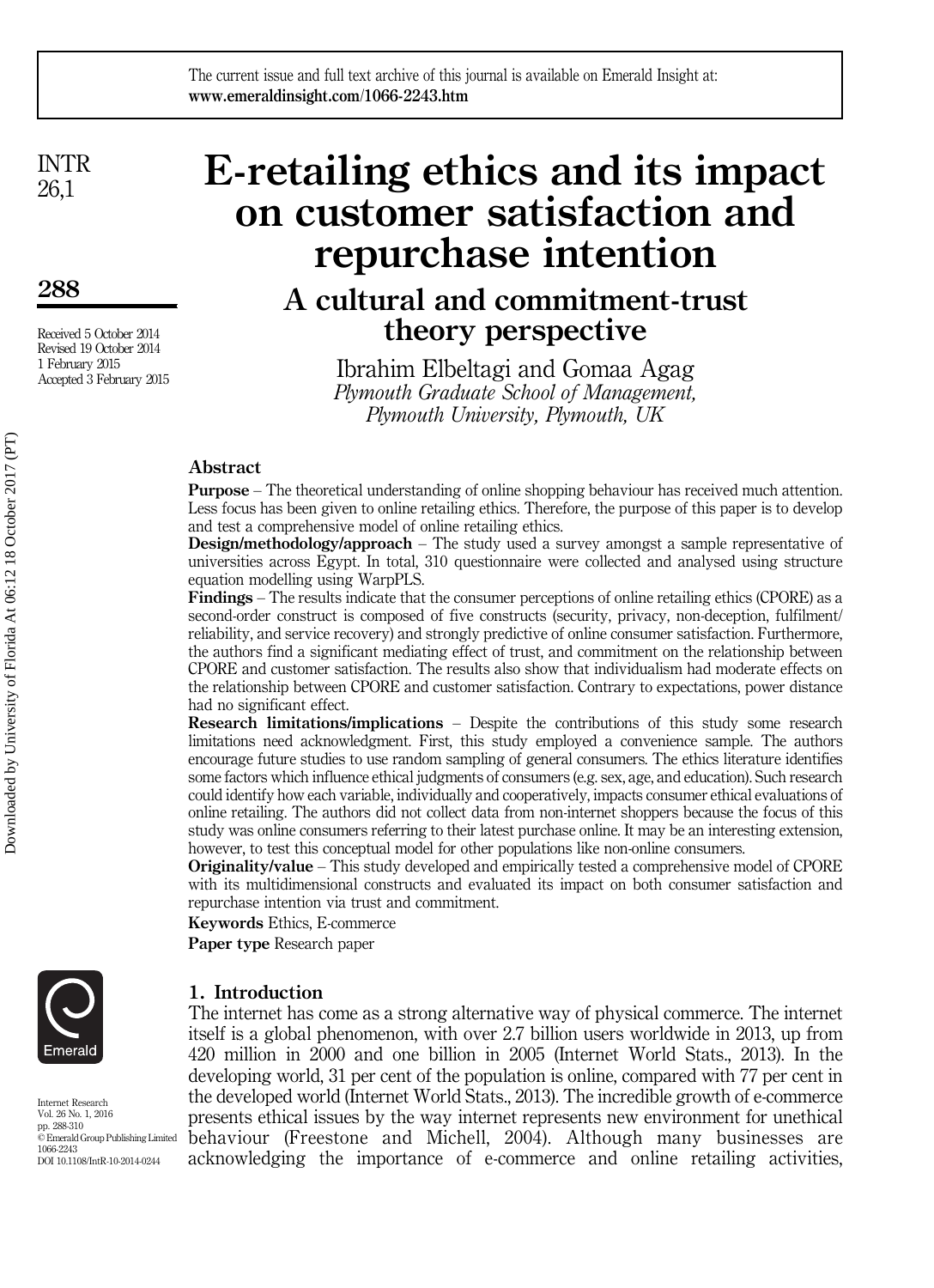# E-retailing ethics and its impact on customer satisfaction and repurchase intention

## A cultural and commitment-trust theory perspective

Ibrahim Elbeltagi and Gomaa Agag

*Plymouth Graduate School of Management, Plymouth University, Plymouth, UK*

Received 5 October 2014
Revised 19 October 2014
1 February 2015
Accepted 3 February 2015

### Abstract

**Purpose** – The theoretical understanding of online shopping behaviour has received much attention. Less focus has been given to online retailing ethics. Therefore, the purpose of this paper is to develop and test a comprehensive model of online retailing ethics.

**Design/methodology/approach** – The study used a survey amongst a sample representative of universities across Egypt. In total, 310 questionnaire were collected and analysed using structure equation modelling using WarpPLS.

**Findings** – The results indicate that the consumer perceptions of online retailing ethics (CPORE) as a second-order construct is composed of five constructs (security, privacy, non-deception, fulfilment/reliability, and service recovery) and strongly predictive of online consumer satisfaction. Furthermore, the authors find a significant mediating effect of trust, and commitment on the relationship between CPORE and customer satisfaction. The results also show that individualism had moderate effects on the relationship between CPORE and customer satisfaction. Contrary to expectations, power distance had no significant effect.

**Research limitations/implications** – Despite the contributions of this study some research limitations need acknowledgment. First, this study employed a convenience sample. The authors encourage future studies to use random sampling of general consumers. The ethics literature identifies some factors which influence ethical judgments of consumers (e.g. sex, age, and education). Such research could identify how each variable, individually and cooperatively, impacts consumer ethical evaluations of online retailing. The authors did not collect data from non-internet shoppers because the focus of this study was online consumers referring to their latest purchase online. It may be an interesting extension, however, to test this conceptual model for other populations like non-online consumers.

**Originality/value** – This study developed and empirically tested a comprehensive model of CPORE with its multidimensional constructs and evaluated its impact on both consumer satisfaction and repurchase intention via trust and commitment.

**Keywords** Ethics, E-commerce

**Paper type** Research paper

## 1. Introduction

The internet has come as a strong alternative way of physical commerce. The internet itself is a global phenomenon, with over 2.7 billion users worldwide in 2013, up from 420 million in 2000 and one billion in 2005 (Internet World Stats., 2013). In the developing world, 31 per cent of the population is online, compared with 77 per cent in the developed world (Internet World Stats., 2013). The incredible growth of e-commerce presents ethical issues by the way internet represents new environment for unethical behaviour (Freestone and Michell, 2004). Although many businesses are acknowledging the importance of e-commerce and online retailing activities,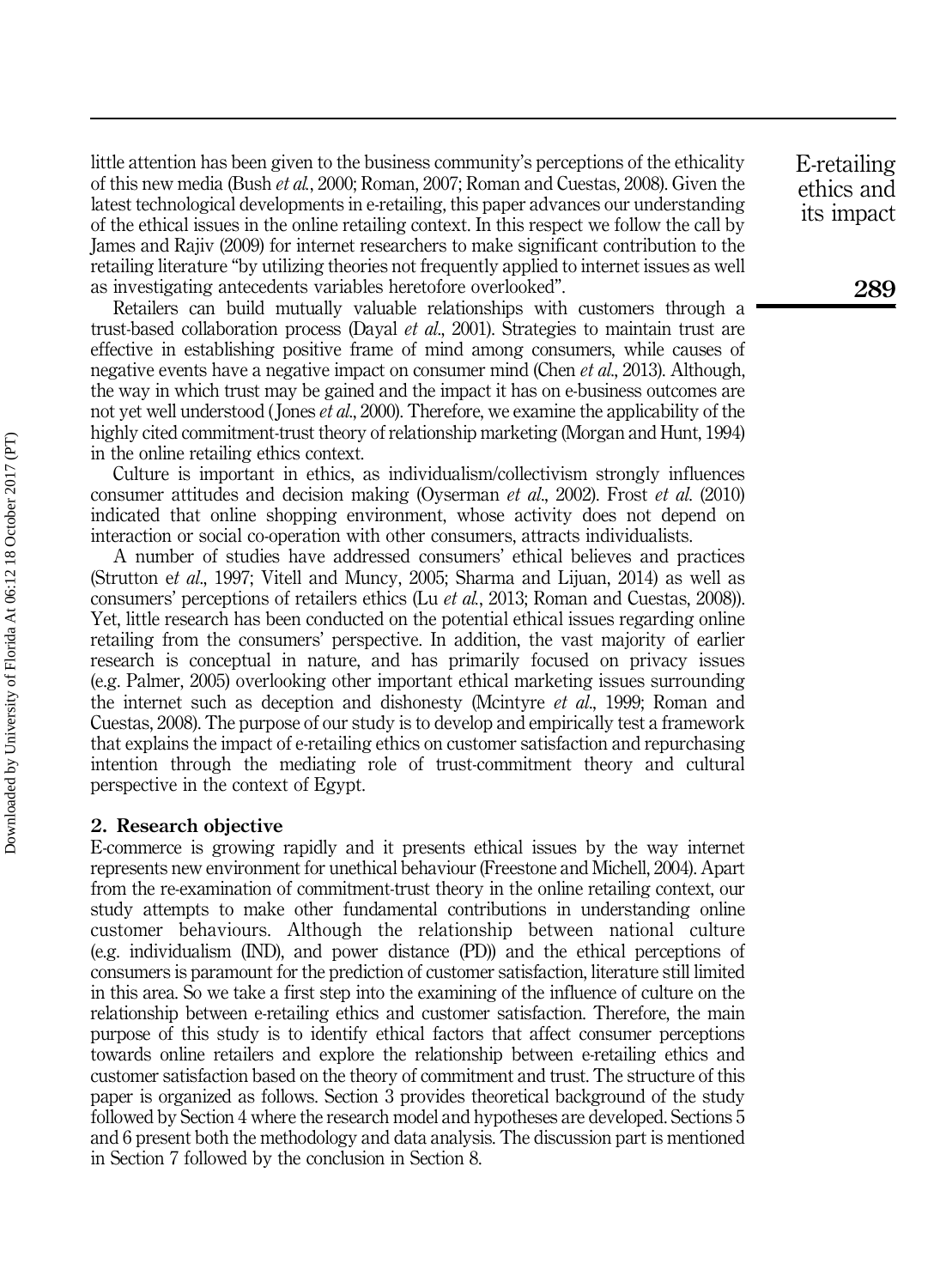little attention has been given to the business community's perceptions of the ethicality of this new media (Bush *et al.*, 2000; Roman, 2007; Roman and Cuestas, 2008). Given the latest technological developments in e-retailing, this paper advances our understanding of the ethical issues in the online retailing context. In this respect we follow the call by James and Rajiv (2009) for internet researchers to make significant contribution to the retailing literature "by utilizing theories not frequently applied to internet issues as well as investigating antecedents variables heretofore overlooked".

Retailers can build mutually valuable relationships with customers through a trust-based collaboration process (Dayal *et al.*, 2001). Strategies to maintain trust are effective in establishing positive frame of mind among consumers, while causes of negative events have a negative impact on consumer mind (Chen *et al.*, 2013). Although, the way in which trust may be gained and the impact it has on e-business outcomes are not yet well understood (Jones *et al.*, 2000). Therefore, we examine the applicability of the highly cited commitment-trust theory of relationship marketing (Morgan and Hunt, 1994) in the online retailing ethics context.

Culture is important in ethics, as individualism/collectivism strongly influences consumer attitudes and decision making (Oyserman *et al.*, 2002). Frost *et al.* (2010) indicated that online shopping environment, whose activity does not depend on interaction or social co-operation with other consumers, attracts individualists.

A number of studies have addressed consumers' ethical believes and practices (Strutton e*t al.*, 1997; Vitell and Muncy, 2005; Sharma and Lijuan, 2014) as well as consumers' perceptions of retailers ethics (Lu *et al.*, 2013; Roman and Cuestas, 2008)). Yet, little research has been conducted on the potential ethical issues regarding online retailing from the consumers' perspective. In addition, the vast majority of earlier research is conceptual in nature, and has primarily focused on privacy issues (e.g. Palmer, 2005) overlooking other important ethical marketing issues surrounding the internet such as deception and dishonesty (Mcintyre *et al.*, 1999; Roman and Cuestas, 2008). The purpose of our study is to develop and empirically test a framework that explains the impact of e-retailing ethics on customer satisfaction and repurchasing intention through the mediating role of trust-commitment theory and cultural perspective in the context of Egypt.

## 2. Research objective

E-commerce is growing rapidly and it presents ethical issues by the way internet represents new environment for unethical behaviour (Freestone and Michell, 2004). Apart from the re-examination of commitment-trust theory in the online retailing context, our study attempts to make other fundamental contributions in understanding online customer behaviours. Although the relationship between national culture (e.g. individualism (IND), and power distance (PD)) and the ethical perceptions of consumers is paramount for the prediction of customer satisfaction, literature still limited in this area. So we take a first step into the examining of the influence of culture on the relationship between e-retailing ethics and customer satisfaction. Therefore, the main purpose of this study is to identify ethical factors that affect consumer perceptions towards online retailers and explore the relationship between e-retailing ethics and customer satisfaction based on the theory of commitment and trust. The structure of this paper is organized as follows. Section 3 provides theoretical background of the study followed by Section 4 where the research model and hypotheses are developed. Sections 5 and 6 present both the methodology and data analysis. The discussion part is mentioned in Section 7 followed by the conclusion in Section 8.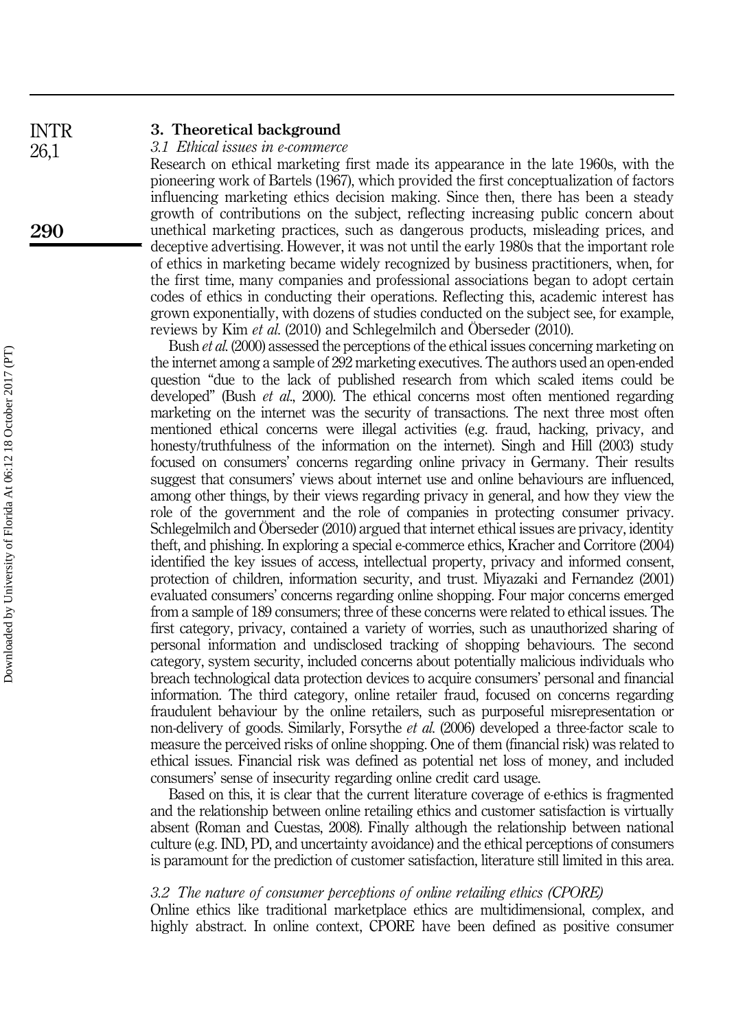## 3. Theoretical background

### 3.1 Ethical issues in e-commerce

Research on ethical marketing first made its appearance in the late 1960s, with the pioneering work of Bartels (1967), which provided the first conceptualization of factors influencing marketing ethics decision making. Since then, there has been a steady growth of contributions on the subject, reflecting increasing public concern about unethical marketing practices, such as dangerous products, misleading prices, and deceptive advertising. However, it was not until the early 1980s that the important role of ethics in marketing became widely recognized by business practitioners, when, for the first time, many companies and professional associations began to adopt certain codes of ethics in conducting their operations. Reflecting this, academic interest has grown exponentially, with dozens of studies conducted on the subject see, for example, reviews by Kim *et al.* (2010) and Schlegelmilch and Öberseder (2010).

Bush *et al.* (2000) assessed the perceptions of the ethical issues concerning marketing on the internet among a sample of 292 marketing executives. The authors used an open-ended question "due to the lack of published research from which scaled items could be developed" (Bush *et al.*, 2000). The ethical concerns most often mentioned regarding marketing on the internet was the security of transactions. The next three most often mentioned ethical concerns were illegal activities (e.g. fraud, hacking, privacy, and honesty/truthfulness of the information on the internet). Singh and Hill (2003) study focused on consumers' concerns regarding online privacy in Germany. Their results suggest that consumers' views about internet use and online behaviours are influenced, among other things, by their views regarding privacy in general, and how they view the role of the government and the role of companies in protecting consumer privacy. Schlegelmilch and Öberseder (2010) argued that internet ethical issues are privacy, identity theft, and phishing. In exploring a special e-commerce ethics, Kracher and Corritore (2004) identified the key issues of access, intellectual property, privacy and informed consent, protection of children, information security, and trust. Miyazaki and Fernandez (2001) evaluated consumers' concerns regarding online shopping. Four major concerns emerged from a sample of 189 consumers; three of these concerns were related to ethical issues. The first category, privacy, contained a variety of worries, such as unauthorized sharing of personal information and undisclosed tracking of shopping behaviours. The second category, system security, included concerns about potentially malicious individuals who breach technological data protection devices to acquire consumers' personal and financial information. The third category, online retailer fraud, focused on concerns regarding fraudulent behaviour by the online retailers, such as purposeful misrepresentation or non-delivery of goods. Similarly, Forsythe *et al.* (2006) developed a three-factor scale to measure the perceived risks of online shopping. One of them (financial risk) was related to ethical issues. Financial risk was defined as potential net loss of money, and included consumers' sense of insecurity regarding online credit card usage.

Based on this, it is clear that the current literature coverage of e-ethics is fragmented and the relationship between online retailing ethics and customer satisfaction is virtually absent (Roman and Cuestas, 2008). Finally although the relationship between national culture (e.g. IND, PD, and uncertainty avoidance) and the ethical perceptions of consumers is paramount for the prediction of customer satisfaction, literature still limited in this area.

### 3.2 The nature of consumer perceptions of online retailing ethics (CPORE)

Online ethics like traditional marketplace ethics are multidimensional, complex, and highly abstract. In online context, CPORE have been defined as positive consumer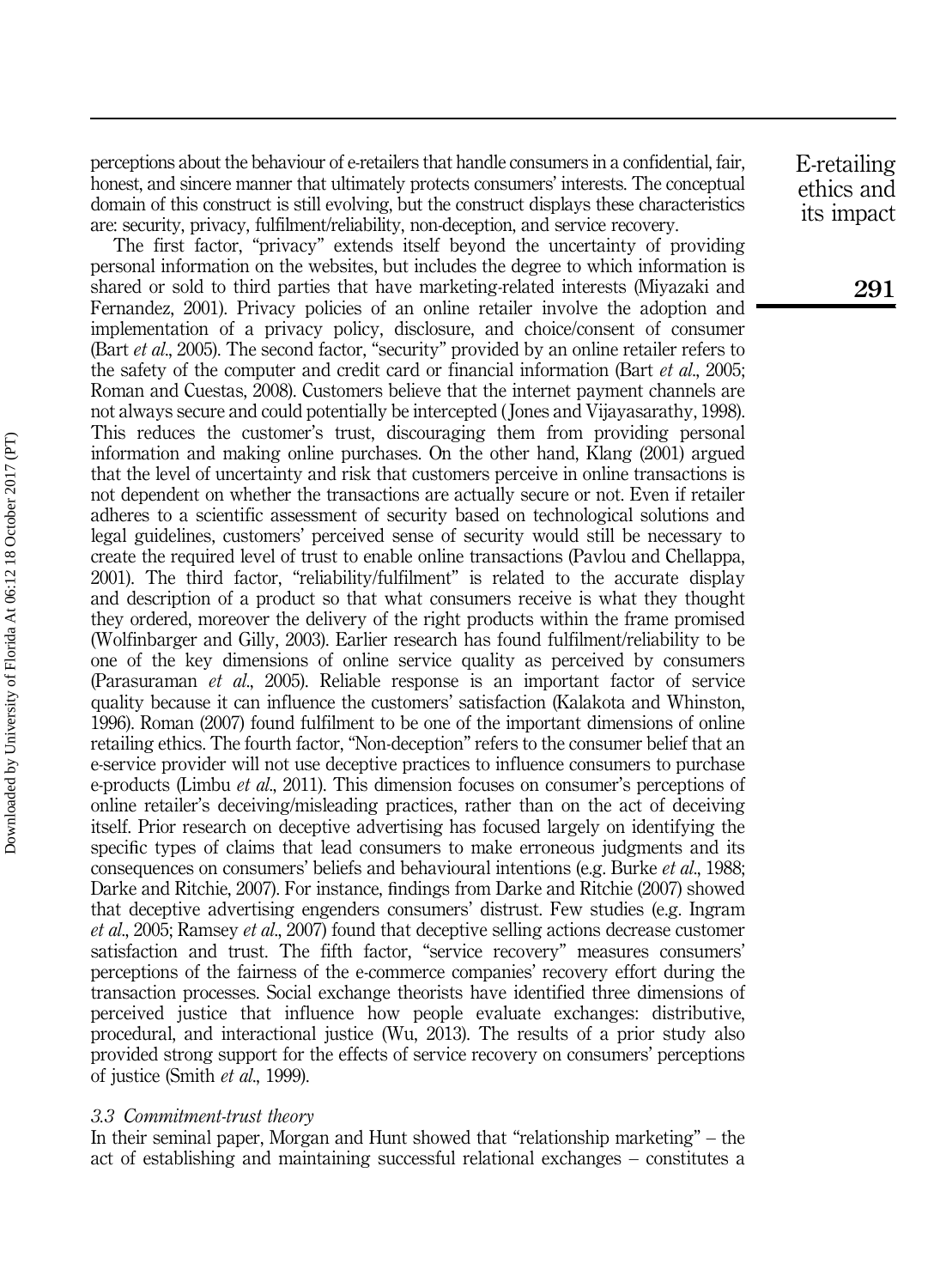perceptions about the behaviour of e-retailers that handle consumers in a confidential, fair, honest, and sincere manner that ultimately protects consumers' interests. The conceptual domain of this construct is still evolving, but the construct displays these characteristics are: security, privacy, fulfilment/reliability, non-deception, and service recovery.

The first factor, "privacy" extends itself beyond the uncertainty of providing personal information on the websites, but includes the degree to which information is shared or sold to third parties that have marketing-related interests (Miyazaki and Fernandez, 2001). Privacy policies of an online retailer involve the adoption and implementation of a privacy policy, disclosure, and choice/consent of consumer (Bart *et al.*, 2005). The second factor, "security" provided by an online retailer refers to the safety of the computer and credit card or financial information (Bart *et al.*, 2005; Roman and Cuestas, 2008). Customers believe that the internet payment channels are not always secure and could potentially be intercepted (Jones and Vijayasarathy, 1998). This reduces the customer's trust, discouraging them from providing personal information and making online purchases. On the other hand, Klang (2001) argued that the level of uncertainty and risk that customers perceive in online transactions is not dependent on whether the transactions are actually secure or not. Even if retailer adheres to a scientific assessment of security based on technological solutions and legal guidelines, customers' perceived sense of security would still be necessary to create the required level of trust to enable online transactions (Pavlou and Chellappa, 2001). The third factor, "reliability/fulfilment" is related to the accurate display and description of a product so that what consumers receive is what they thought they ordered, moreover the delivery of the right products within the frame promised (Wolfinbarger and Gilly, 2003). Earlier research has found fulfilment/reliability to be one of the key dimensions of online service quality as perceived by consumers (Parasuraman *et al.*, 2005). Reliable response is an important factor of service quality because it can influence the customers' satisfaction (Kalakota and Whinston, 1996). Roman (2007) found fulfilment to be one of the important dimensions of online retailing ethics. The fourth factor, "Non-deception" refers to the consumer belief that an e-service provider will not use deceptive practices to influence consumers to purchase e-products (Limbu *et al.*, 2011). This dimension focuses on consumer's perceptions of online retailer's deceiving/misleading practices, rather than on the act of deceiving itself. Prior research on deceptive advertising has focused largely on identifying the specific types of claims that lead consumers to make erroneous judgments and its consequences on consumers' beliefs and behavioural intentions (e.g. Burke *et al.*, 1988; Darke and Ritchie, 2007). For instance, findings from Darke and Ritchie (2007) showed that deceptive advertising engenders consumers' distrust. Few studies (e.g. Ingram *et al.*, 2005; Ramsey *et al.*, 2007) found that deceptive selling actions decrease customer satisfaction and trust. The fifth factor, "service recovery" measures consumers' perceptions of the fairness of the e-commerce companies' recovery effort during the transaction processes. Social exchange theorists have identified three dimensions of perceived justice that influence how people evaluate exchanges: distributive, procedural, and interactional justice (Wu, 2013). The results of a prior study also provided strong support for the effects of service recovery on consumers' perceptions of justice (Smith *et al.*, 1999).

### *3.3 Commitment-trust theory*

In their seminal paper, Morgan and Hunt showed that "relationship marketing" – the act of establishing and maintaining successful relational exchanges – constitutes a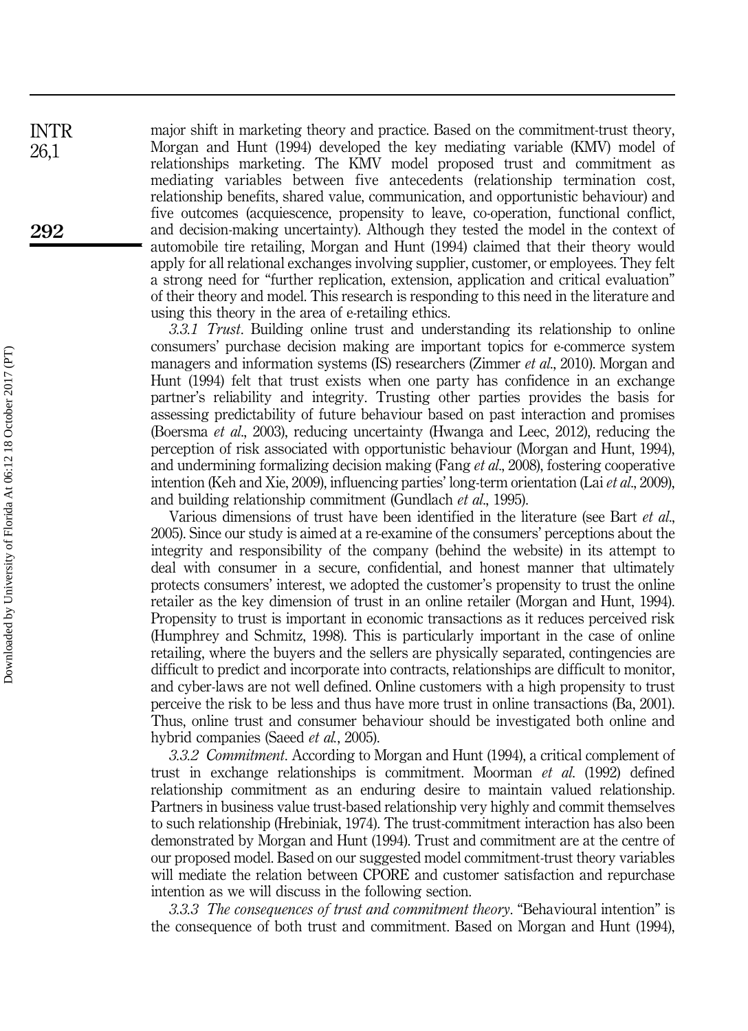major shift in marketing theory and practice. Based on the commitment-trust theory, Morgan and Hunt (1994) developed the key mediating variable (KMV) model of relationships marketing. The KMV model proposed trust and commitment as mediating variables between five antecedents (relationship termination cost, relationship benefits, shared value, communication, and opportunistic behaviour) and five outcomes (acquiescence, propensity to leave, co-operation, functional conflict, and decision-making uncertainty). Although they tested the model in the context of automobile tire retailing, Morgan and Hunt (1994) claimed that their theory would apply for all relational exchanges involving supplier, customer, or employees. They felt a strong need for "further replication, extension, application and critical evaluation" of their theory and model. This research is responding to this need in the literature and using this theory in the area of e-retailing ethics.

*3.3.1 Trust*. Building online trust and understanding its relationship to online consumers' purchase decision making are important topics for e-commerce system managers and information systems (IS) researchers (Zimmer *et al*., 2010). Morgan and Hunt (1994) felt that trust exists when one party has confidence in an exchange partner's reliability and integrity. Trusting other parties provides the basis for assessing predictability of future behaviour based on past interaction and promises (Boersma *et al*., 2003), reducing uncertainty (Hwanga and Leec, 2012), reducing the perception of risk associated with opportunistic behaviour (Morgan and Hunt, 1994), and undermining formalizing decision making (Fang *et al*., 2008), fostering cooperative intention (Keh and Xie, 2009), influencing parties' long-term orientation (Lai *et al*., 2009), and building relationship commitment (Gundlach *et al*., 1995).

Various dimensions of trust have been identified in the literature (see Bart *et al*., 2005). Since our study is aimed at a re-examine of the consumers' perceptions about the integrity and responsibility of the company (behind the website) in its attempt to deal with consumer in a secure, confidential, and honest manner that ultimately protects consumers' interest, we adopted the customer's propensity to trust the online retailer as the key dimension of trust in an online retailer (Morgan and Hunt, 1994). Propensity to trust is important in economic transactions as it reduces perceived risk (Humphrey and Schmitz, 1998). This is particularly important in the case of online retailing, where the buyers and the sellers are physically separated, contingencies are difficult to predict and incorporate into contracts, relationships are difficult to monitor, and cyber-laws are not well defined. Online customers with a high propensity to trust perceive the risk to be less and thus have more trust in online transactions (Ba, 2001). Thus, online trust and consumer behaviour should be investigated both online and hybrid companies (Saeed *et al*., 2005).

*3.3.2 Commitment*. According to Morgan and Hunt (1994), a critical complement of trust in exchange relationships is commitment. Moorman *et al*. (1992) defined relationship commitment as an enduring desire to maintain valued relationship. Partners in business value trust-based relationship very highly and commit themselves to such relationship (Hrebiniak, 1974). The trust-commitment interaction has also been demonstrated by Morgan and Hunt (1994). Trust and commitment are at the centre of our proposed model. Based on our suggested model commitment-trust theory variables will mediate the relation between CPORE and customer satisfaction and repurchase intention as we will discuss in the following section.

*3.3.3 The consequences of trust and commitment theory*. "Behavioural intention" is the consequence of both trust and commitment. Based on Morgan and Hunt (1994),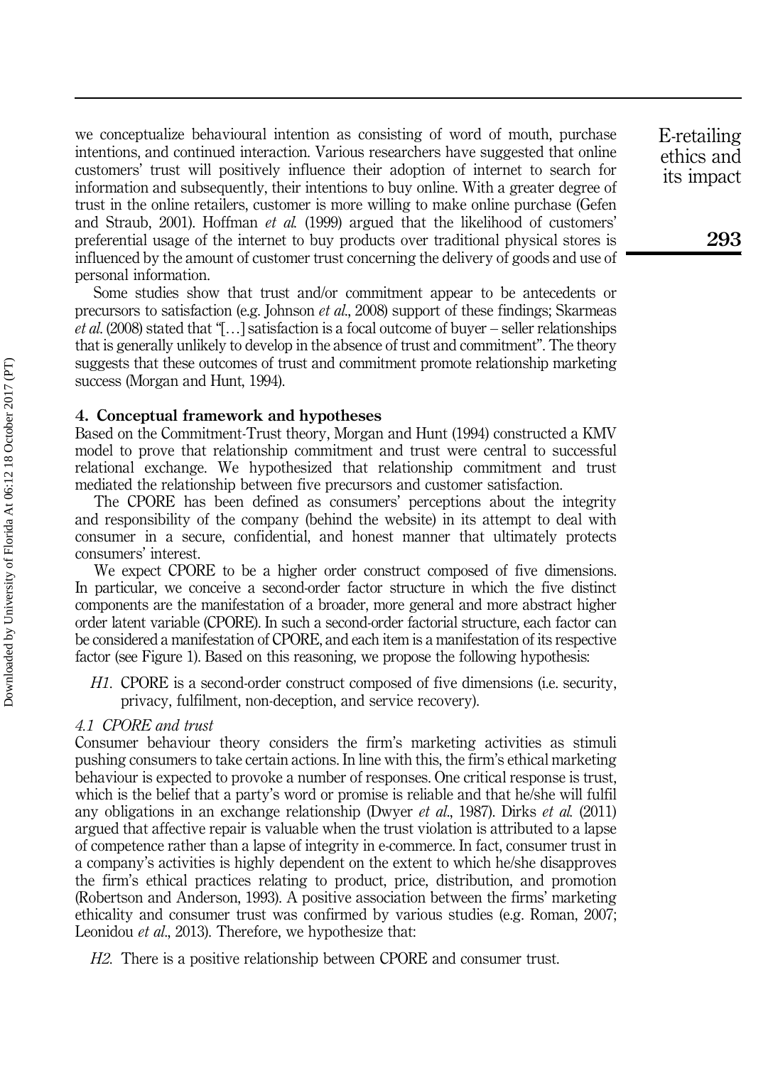we conceptualize behavioural intention as consisting of word of mouth, purchase intentions, and continued interaction. Various researchers have suggested that online customers' trust will positively influence their adoption of internet to search for information and subsequently, their intentions to buy online. With a greater degree of trust in the online retailers, customer is more willing to make online purchase (Gefen and Straub, 2001). Hoffman *et al.* (1999) argued that the likelihood of customers' preferential usage of the internet to buy products over traditional physical stores is influenced by the amount of customer trust concerning the delivery of goods and use of personal information.

Some studies show that trust and/or commitment appear to be antecedents or precursors to satisfaction (e.g. Johnson *et al.*, 2008) support of these findings; Skarmeas *et al.* (2008) stated that "[…] satisfaction is a focal outcome of buyer – seller relationships that is generally unlikely to develop in the absence of trust and commitment". The theory suggests that these outcomes of trust and commitment promote relationship marketing success (Morgan and Hunt, 1994).

## 4. Conceptual framework and hypotheses

Based on the Commitment-Trust theory, Morgan and Hunt (1994) constructed a KMV model to prove that relationship commitment and trust were central to successful relational exchange. We hypothesized that relationship commitment and trust mediated the relationship between five precursors and customer satisfaction.

The CPORE has been defined as consumers' perceptions about the integrity and responsibility of the company (behind the website) in its attempt to deal with consumer in a secure, confidential, and honest manner that ultimately protects consumers' interest.

We expect CPORE to be a higher order construct composed of five dimensions. In particular, we conceive a second-order factor structure in which the five distinct components are the manifestation of a broader, more general and more abstract higher order latent variable (CPORE). In such a second-order factorial structure, each factor can be considered a manifestation of CPORE, and each item is a manifestation of its respective factor (see Figure 1). Based on this reasoning, we propose the following hypothesis:

*H1.* CPORE is a second-order construct composed of five dimensions (i.e. security, privacy, fulfilment, non-deception, and service recovery).

### *4.1 CPORE and trust*

Consumer behaviour theory considers the firm's marketing activities as stimuli pushing consumers to take certain actions. In line with this, the firm's ethical marketing behaviour is expected to provoke a number of responses. One critical response is trust, which is the belief that a party's word or promise is reliable and that he/she will fulfil any obligations in an exchange relationship (Dwyer *et al.*, 1987). Dirks *et al.* (2011) argued that affective repair is valuable when the trust violation is attributed to a lapse of competence rather than a lapse of integrity in e-commerce. In fact, consumer trust in a company's activities is highly dependent on the extent to which he/she disapproves the firm's ethical practices relating to product, price, distribution, and promotion (Robertson and Anderson, 1993). A positive association between the firms' marketing ethicality and consumer trust was confirmed by various studies (e.g. Roman, 2007; Leonidou *et al.*, 2013). Therefore, we hypothesize that:

*H2.* There is a positive relationship between CPORE and consumer trust.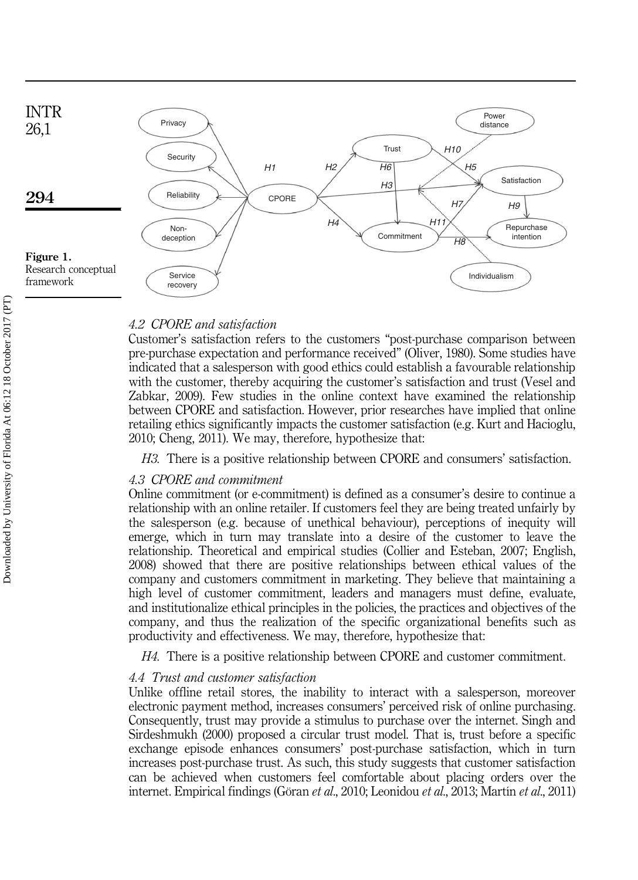Figure 1. Research conceptual framework

### 4.2 CPORE and satisfaction

Customer's satisfaction refers to the customers "post-purchase comparison between pre-purchase expectation and performance received" (Oliver, 1980). Some studies have indicated that a salesperson with good ethics could establish a favourable relationship with the customer, thereby acquiring the customer's satisfaction and trust (Vesel and Zabkar, 2009). Few studies in the online context have examined the relationship between CPORE and satisfaction. However, prior researches have implied that online retailing ethics significantly impacts the customer satisfaction (e.g. Kurt and Hacioglu, 2010; Cheng, 2011). We may, therefore, hypothesize that:

*H3.* There is a positive relationship between CPORE and consumers' satisfaction.

### 4.3 CPORE and commitment

Online commitment (or e-commitment) is defined as a consumer's desire to continue a relationship with an online retailer. If customers feel they are being treated unfairly by the salesperson (e.g. because of unethical behaviour), perceptions of inequity will emerge, which in turn may translate into a desire of the customer to leave the relationship. Theoretical and empirical studies (Collier and Esteban, 2007; English, 2008) showed that there are positive relationships between ethical values of the company and customers commitment in marketing. They believe that maintaining a high level of customer commitment, leaders and managers must define, evaluate, and institutionalize ethical principles in the policies, the practices and objectives of the company, and thus the realization of the specific organizational benefits such as productivity and effectiveness. We may, therefore, hypothesize that:

*H4.* There is a positive relationship between CPORE and customer commitment.

### 4.4 Trust and customer satisfaction

Unlike offline retail stores, the inability to interact with a salesperson, moreover electronic payment method, increases consumers' perceived risk of online purchasing. Consequently, trust may provide a stimulus to purchase over the internet. Singh and Sirdeshmukh (2000) proposed a circular trust model. That is, trust before a specific exchange episode enhances consumers' post-purchase satisfaction, which in turn increases post-purchase trust. As such, this study suggests that customer satisfaction can be achieved when customers feel comfortable about placing orders over the internet. Empirical findings (Göran *et al.*, 2010; Leonidou *et al.*, 2013; Martín *et al.*, 2011)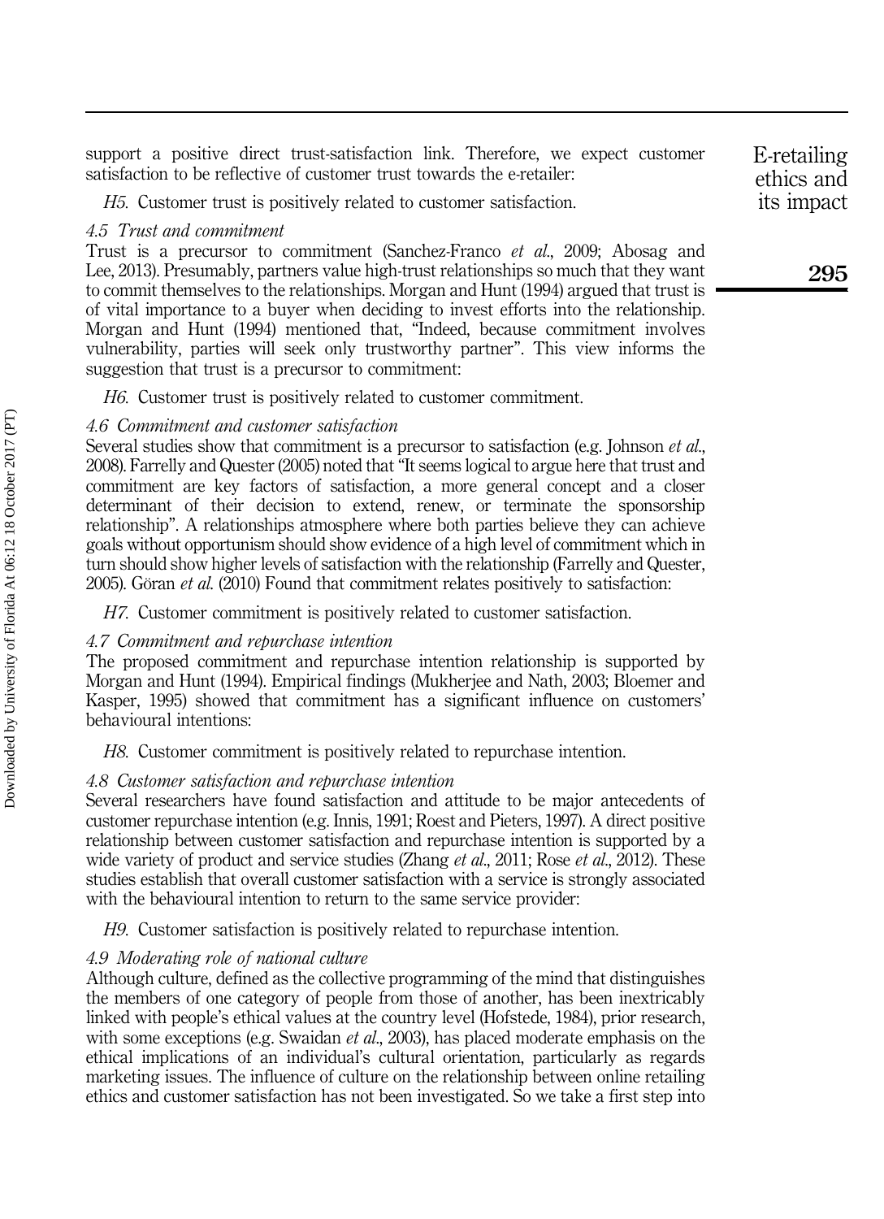support a positive direct trust-satisfaction link. Therefore, we expect customer satisfaction to be reflective of customer trust towards the e-retailer:

*H5*. Customer trust is positively related to customer satisfaction.

### *4.5 Trust and commitment*

Trust is a precursor to commitment (Sanchez-Franco *et al.*, 2009; Abosag and Lee, 2013). Presumably, partners value high-trust relationships so much that they want to commit themselves to the relationships. Morgan and Hunt (1994) argued that trust is of vital importance to a buyer when deciding to invest efforts into the relationship. Morgan and Hunt (1994) mentioned that, "Indeed, because commitment involves vulnerability, parties will seek only trustworthy partner". This view informs the suggestion that trust is a precursor to commitment:

*H6*. Customer trust is positively related to customer commitment.

### *4.6 Commitment and customer satisfaction*

Several studies show that commitment is a precursor to satisfaction (e.g. Johnson *et al.*, 2008). Farrelly and Quester (2005) noted that "It seems logical to argue here that trust and commitment are key factors of satisfaction, a more general concept and a closer determinant of their decision to extend, renew, or terminate the sponsorship relationship". A relationships atmosphere where both parties believe they can achieve goals without opportunism should show evidence of a high level of commitment which in turn should show higher levels of satisfaction with the relationship (Farrelly and Quester, 2005). Göran *et al.* (2010) Found that commitment relates positively to satisfaction:

*H7*. Customer commitment is positively related to customer satisfaction.

### *4.7 Commitment and repurchase intention*

The proposed commitment and repurchase intention relationship is supported by Morgan and Hunt (1994). Empirical findings (Mukherjee and Nath, 2003; Bloemer and Kasper, 1995) showed that commitment has a significant influence on customers' behavioural intentions:

*H8*. Customer commitment is positively related to repurchase intention.

### *4.8 Customer satisfaction and repurchase intention*

Several researchers have found satisfaction and attitude to be major antecedents of customer repurchase intention (e.g. Innis, 1991; Roest and Pieters, 1997). A direct positive relationship between customer satisfaction and repurchase intention is supported by a wide variety of product and service studies (Zhang *et al.*, 2011; Rose *et al.*, 2012). These studies establish that overall customer satisfaction with a service is strongly associated with the behavioural intention to return to the same service provider:

*H9*. Customer satisfaction is positively related to repurchase intention.

### *4.9 Moderating role of national culture*

Although culture, defined as the collective programming of the mind that distinguishes the members of one category of people from those of another, has been inextricably linked with people's ethical values at the country level (Hofstede, 1984), prior research, with some exceptions (e.g. Swaidan *et al.*, 2003), has placed moderate emphasis on the ethical implications of an individual's cultural orientation, particularly as regards marketing issues. The influence of culture on the relationship between online retailing ethics and customer satisfaction has not been investigated. So we take a first step into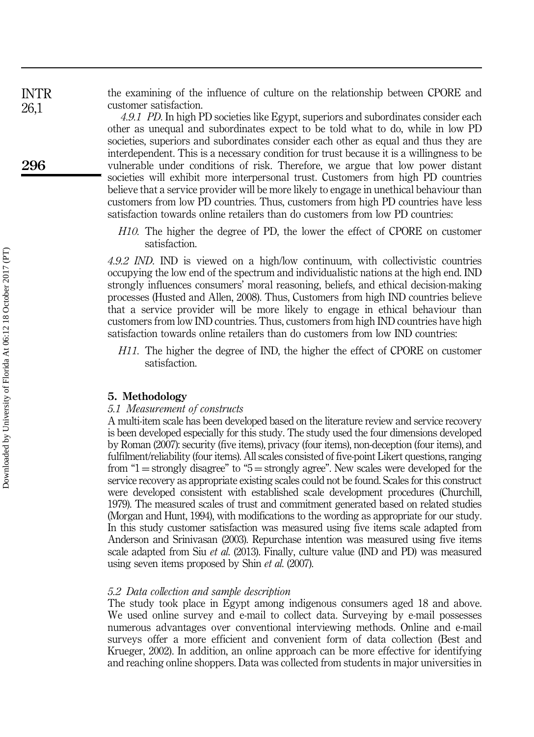the examining of the influence of culture on the relationship between CPORE and customer satisfaction.

*4.9.1 PD.* In high PD societies like Egypt, superiors and subordinates consider each other as unequal and subordinates expect to be told what to do, while in low PD societies, superiors and subordinates consider each other as equal and thus they are interdependent. This is a necessary condition for trust because it is a willingness to be vulnerable under conditions of risk. Therefore, we argue that low power distant societies will exhibit more interpersonal trust. Customers from high PD countries believe that a service provider will be more likely to engage in unethical behaviour than customers from low PD countries. Thus, customers from high PD countries have less satisfaction towards online retailers than do customers from low PD countries:

> *H10.* The higher the degree of PD, the lower the effect of CPORE on customer satisfaction.

*4.9.2 IND.* IND is viewed on a high/low continuum, with collectivistic countries occupying the low end of the spectrum and individualistic nations at the high end. IND strongly influences consumers' moral reasoning, beliefs, and ethical decision-making processes (Husted and Allen, 2008). Thus, Customers from high IND countries believe that a service provider will be more likely to engage in ethical behaviour than customers from low IND countries. Thus, customers from high IND countries have high satisfaction towards online retailers than do customers from low IND countries:

> *H11.* The higher the degree of IND, the higher the effect of CPORE on customer satisfaction.

## 5. Methodology

### *5.1 Measurement of constructs*

A multi-item scale has been developed based on the literature review and service recovery is been developed especially for this study. The study used the four dimensions developed by Roman (2007): security (five items), privacy (four items), non-deception (four items), and fulfilment/reliability (four items). All scales consisted of five-point Likert questions, ranging from "1 = strongly disagree" to "5 = strongly agree". New scales were developed for the service recovery as appropriate existing scales could not be found. Scales for this construct were developed consistent with established scale development procedures (Churchill, 1979). The measured scales of trust and commitment generated based on related studies (Morgan and Hunt, 1994), with modifications to the wording as appropriate for our study. In this study customer satisfaction was measured using five items scale adapted from Anderson and Srinivasan (2003). Repurchase intention was measured using five items scale adapted from Siu *et al.* (2013). Finally, culture value (IND and PD) was measured using seven items proposed by Shin *et al.* (2007).

### *5.2 Data collection and sample description*

The study took place in Egypt among indigenous consumers aged 18 and above. We used online survey and e-mail to collect data. Surveying by e-mail possesses numerous advantages over conventional interviewing methods. Online and e-mail surveys offer a more efficient and convenient form of data collection (Best and Krueger, 2002). In addition, an online approach can be more effective for identifying and reaching online shoppers. Data was collected from students in major universities in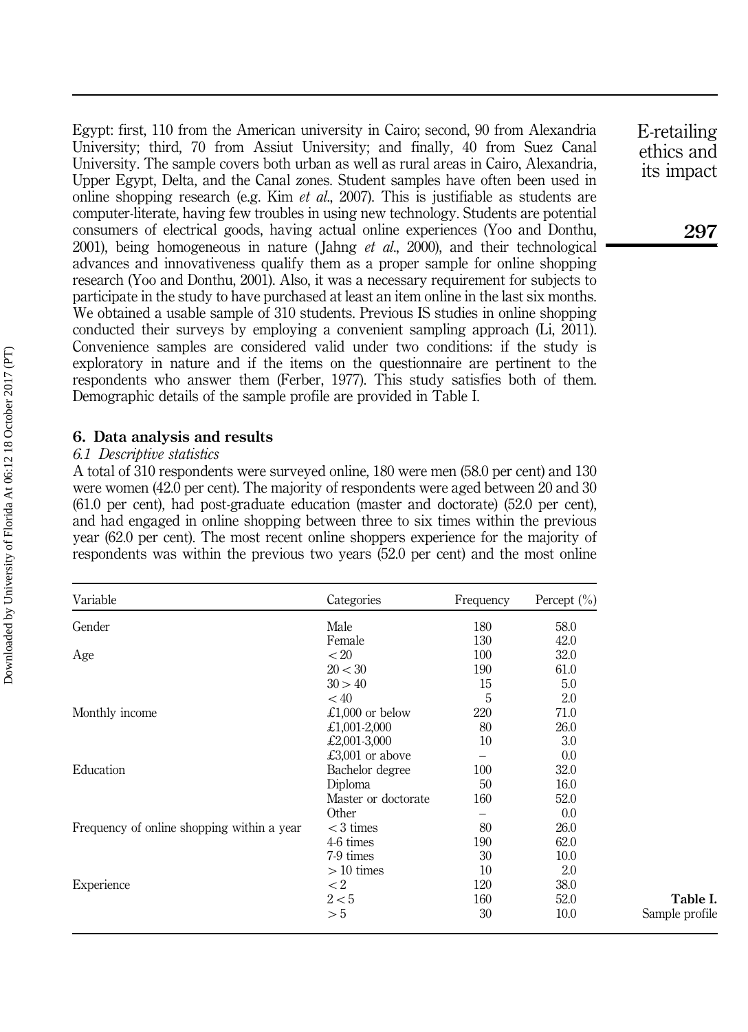Egypt: first, 110 from the American university in Cairo; second, 90 from Alexandria University; third, 70 from Assiut University; and finally, 40 from Suez Canal University. The sample covers both urban as well as rural areas in Cairo, Alexandria, Upper Egypt, Delta, and the Canal zones. Student samples have often been used in online shopping research (e.g. Kim *et al.*, 2007). This is justifiable as students are computer-literate, having few troubles in using new technology. Students are potential consumers of electrical goods, having actual online experiences (Yoo and Donthu, 2001), being homogeneous in nature (Jahng *et al.*, 2000), and their technological advances and innovativeness qualify them as a proper sample for online shopping research (Yoo and Donthu, 2001). Also, it was a necessary requirement for subjects to participate in the study to have purchased at least an item online in the last six months. We obtained a usable sample of 310 students. Previous IS studies in online shopping conducted their surveys by employing a convenient sampling approach (Li, 2011). Convenience samples are considered valid under two conditions: if the study is exploratory in nature and if the items on the questionnaire are pertinent to the respondents who answer them (Ferber, 1977). This study satisfies both of them. Demographic details of the sample profile are provided in Table I.

## 6. Data analysis and results

### *6.1 Descriptive statistics*

A total of 310 respondents were surveyed online, 180 were men (58.0 per cent) and 130 were women (42.0 per cent). The majority of respondents were aged between 20 and 30 (61.0 per cent), had post-graduate education (master and doctorate) (52.0 per cent), and had engaged in online shopping between three to six times within the previous year (62.0 per cent). The most recent online shoppers experience for the majority of respondents was within the previous two years (52.0 per cent) and the most online

| Variable | Categories | Frequency | Percept (%) |
|---|---|---|---|
| Gender | Male | 180 | 58.0 |
| | Female | 130 | 42.0 |
| Age | < 20 | 100 | 32.0 |
| | 20 < 30 | 190 | 61.0 |
| | 30 > 40 | 15 | 5.0 |
| | < 40 | 5 | 2.0 |
| Monthly income | £1,000 or below | 220 | 71.0 |
| | £1,001-2,000 | 80 | 26.0 |
| | £2,001-3,000 | 10 | 3.0 |
| | £3,001 or above | – | 0.0 |
| Education | Bachelor degree | 100 | 32.0 |
| | Diploma | 50 | 16.0 |
| | Master or doctorate | 160 | 52.0 |
| | Other | – | 0.0 |
| Frequency of online shopping within a year | < 3 times | 80 | 26.0 |
| | 4-6 times | 190 | 62.0 |
| | 7-9 times | 30 | 10.0 |
| | > 10 times | 10 | 2.0 |
| Experience | < 2 | 120 | 38.0 |
| | 2 < 5 | 160 | 52.0 |
| | > 5 | 30 | 10.0 |

**Table I.** Sample profile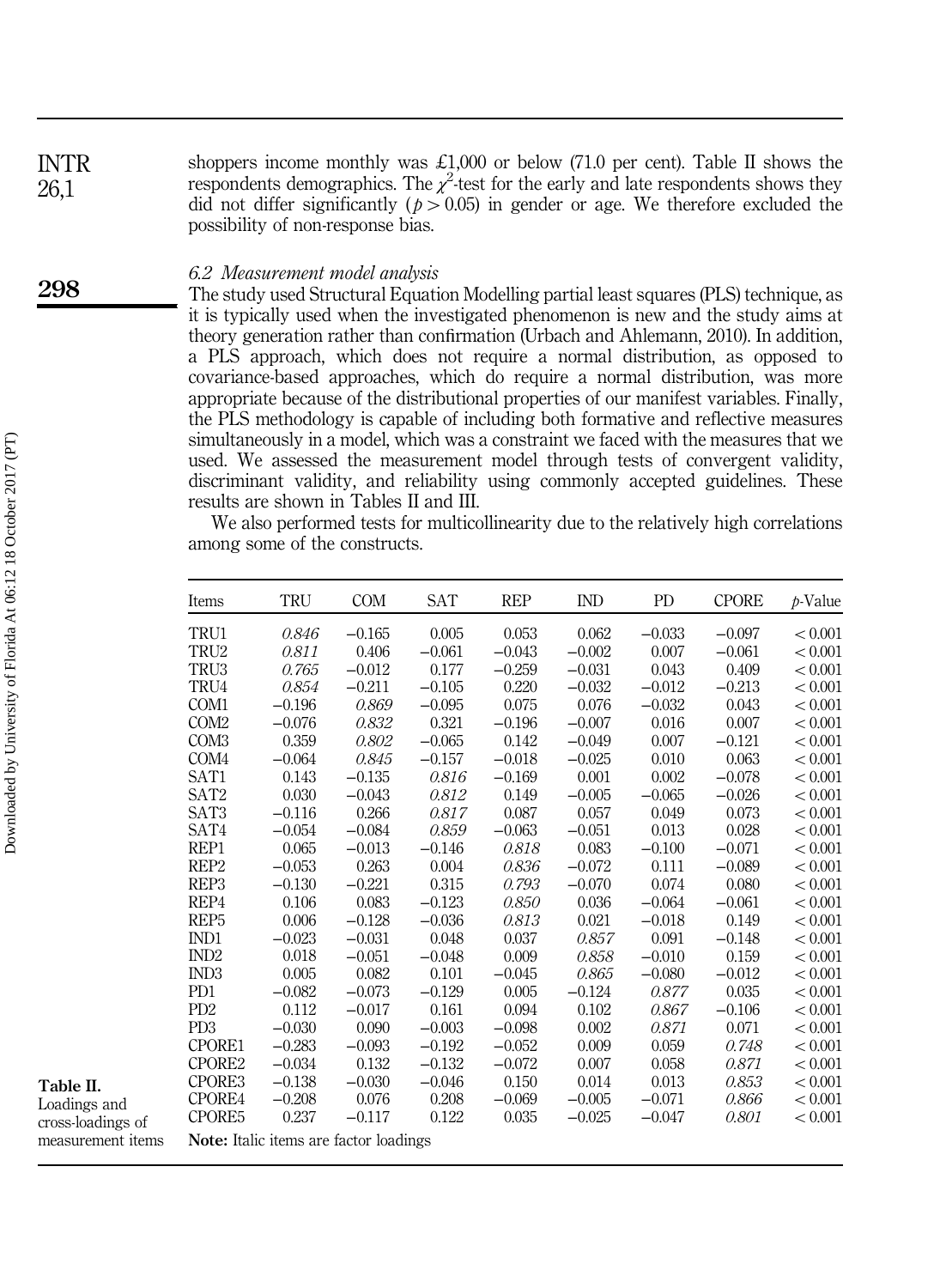shoppers income monthly was £1,000 or below (71.0 per cent). Table II shows the respondents demographics. The $\chi^2$-test for the early and late respondents shows they did not differ significantly ($p > 0.05$) in gender or age. We therefore excluded the possibility of non-response bias.

### 6.2 Measurement model analysis

The study used Structural Equation Modelling partial least squares (PLS) technique, as it is typically used when the investigated phenomenon is new and the study aims at theory generation rather than confirmation (Urbach and Ahlemann, 2010). In addition, a PLS approach, which does not require a normal distribution, as opposed to covariance-based approaches, which do require a normal distribution, was more appropriate because of the distributional properties of our manifest variables. Finally, the PLS methodology is capable of including both formative and reflective measures simultaneously in a model, which was a constraint we faced with the measures that we used. We assessed the measurement model through tests of convergent validity, discriminant validity, and reliability using commonly accepted guidelines. These results are shown in Tables II and III.

We also performed tests for multicollinearity due to the relatively high correlations among some of the constructs.

**Table II.** Loadings and cross-loadings of measurement items

| Items | TRU | COM | SAT | REP | IND | PD | CPORE | *p*-Value |
|---|---|---|---|---|---|---|---|---|
| TRU1 | *0.846* | −0.165 | 0.005 | 0.053 | 0.062 | −0.033 | −0.097 | < 0.001 |
| TRU2 | *0.811* | 0.406 | −0.061 | −0.043 | −0.002 | 0.007 | −0.061 | < 0.001 |
| TRU3 | *0.765* | −0.012 | 0.177 | −0.259 | −0.031 | 0.043 | 0.409 | < 0.001 |
| TRU4 | *0.854* | −0.211 | −0.105 | 0.220 | −0.032 | −0.012 | −0.213 | < 0.001 |
| COM1 | −0.196 | *0.869* | −0.095 | 0.075 | 0.076 | −0.032 | 0.043 | < 0.001 |
| COM2 | −0.076 | *0.832* | 0.321 | −0.196 | −0.007 | 0.016 | 0.007 | < 0.001 |
| COM3 | 0.359 | *0.802* | −0.065 | 0.142 | −0.049 | 0.007 | −0.121 | < 0.001 |
| COM4 | −0.064 | *0.845* | −0.157 | −0.018 | −0.025 | 0.010 | 0.063 | < 0.001 |
| SAT1 | 0.143 | −0.135 | *0.816* | −0.169 | 0.001 | 0.002 | −0.078 | < 0.001 |
| SAT2 | 0.030 | −0.043 | *0.812* | 0.149 | −0.005 | −0.065 | −0.026 | < 0.001 |
| SAT3 | −0.116 | 0.266 | *0.817* | 0.087 | 0.057 | 0.049 | 0.073 | < 0.001 |
| SAT4 | −0.054 | −0.084 | *0.859* | −0.063 | −0.051 | 0.013 | 0.028 | < 0.001 |
| REP1 | 0.065 | −0.013 | −0.146 | *0.818* | 0.083 | −0.100 | −0.071 | < 0.001 |
| REP2 | −0.053 | 0.263 | 0.004 | *0.836* | −0.072 | 0.111 | −0.089 | < 0.001 |
| REP3 | −0.130 | −0.221 | 0.315 | *0.793* | −0.070 | 0.074 | 0.080 | < 0.001 |
| REP4 | 0.106 | 0.083 | −0.123 | *0.850* | 0.036 | −0.064 | −0.061 | < 0.001 |
| REP5 | 0.006 | −0.128 | −0.036 | *0.813* | 0.021 | −0.018 | 0.149 | < 0.001 |
| IND1 | −0.023 | −0.031 | 0.048 | 0.037 | *0.857* | 0.091 | −0.148 | < 0.001 |
| IND2 | 0.018 | −0.051 | −0.048 | 0.009 | *0.858* | −0.010 | 0.159 | < 0.001 |
| IND3 | 0.005 | 0.082 | 0.101 | −0.045 | *0.865* | −0.080 | −0.012 | < 0.001 |
| PD1 | −0.082 | −0.073 | −0.129 | 0.005 | −0.124 | *0.877* | 0.035 | < 0.001 |
| PD2 | 0.112 | −0.017 | 0.161 | 0.094 | 0.102 | *0.867* | −0.106 | < 0.001 |
| PD3 | −0.030 | 0.090 | −0.003 | −0.098 | 0.002 | *0.871* | 0.071 | < 0.001 |
| CPORE1 | −0.283 | −0.093 | −0.192 | −0.052 | 0.009 | 0.059 | *0.748* | < 0.001 |
| CPORE2 | −0.034 | 0.132 | −0.132 | −0.072 | 0.007 | 0.058 | *0.871* | < 0.001 |
| CPORE3 | −0.138 | −0.030 | −0.046 | 0.150 | 0.014 | 0.013 | *0.853* | < 0.001 |
| CPORE4 | −0.208 | 0.076 | 0.208 | −0.069 | −0.005 | −0.071 | *0.866* | < 0.001 |
| CPORE5 | 0.237 | −0.117 | 0.122 | 0.035 | −0.025 | −0.047 | *0.801* | < 0.001 |

**Note:** Italic items are factor loadings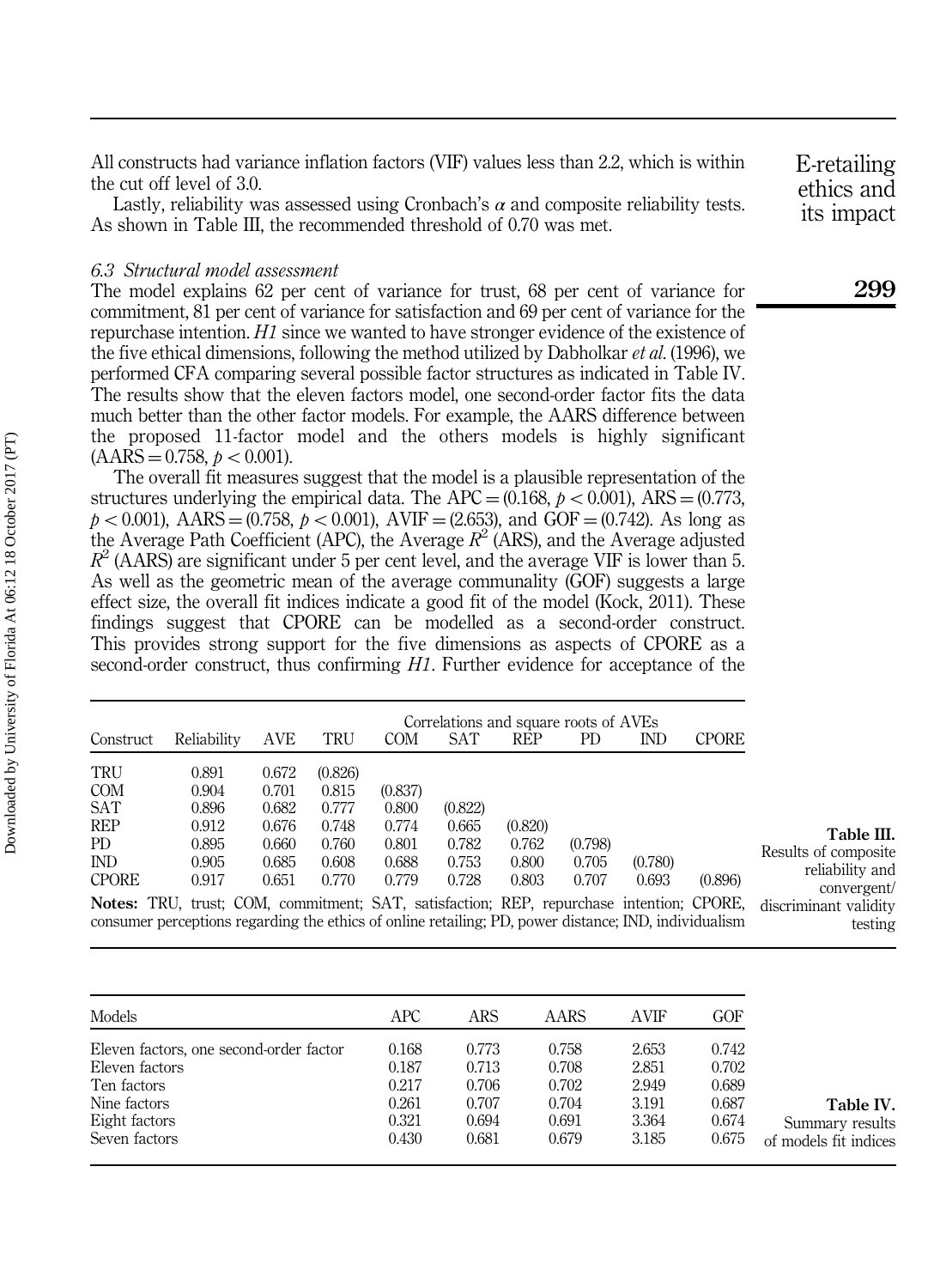All constructs had variance inflation factors (VIF) values less than 2.2, which is within the cut off level of 3.0.

Lastly, reliability was assessed using Cronbach's $\alpha$ and composite reliability tests. As shown in Table III, the recommended threshold of 0.70 was met.

### 6.3 Structural model assessment

The model explains 62 per cent of variance for trust, 68 per cent of variance for commitment, 81 per cent of variance for satisfaction and 69 per cent of variance for the repurchase intention. *H1* since we wanted to have stronger evidence of the existence of the five ethical dimensions, following the method utilized by Dabholkar *et al.* (1996), we performed CFA comparing several possible factor structures as indicated in Table IV. The results show that the eleven factors model, one second-order factor fits the data much better than the other factor models. For example, the AARS difference between the proposed 11-factor model and the others models is highly significant (AARS = 0.758, $p < 0.001$).

The overall fit measures suggest that the model is a plausible representation of the structures underlying the empirical data. The APC = (0.168, $p < 0.001$), ARS = (0.773, $p < 0.001$), AARS = (0.758, $p < 0.001$), AVIF = (2.653), and GOF = (0.742). As long as the Average Path Coefficient (APC), the Average $R^2$ (ARS), and the Average adjusted $R^2$ (AARS) are significant under 5 per cent level, and the average VIF is lower than 5. As well as the geometric mean of the average communality (GOF) suggests a large effect size, the overall fit indices indicate a good fit of the model (Kock, 2011). These findings suggest that CPORE can be modelled as a second-order construct. This provides strong support for the five dimensions as aspects of CPORE as a second-order construct, thus confirming *H1*. Further evidence for acceptance of the

**Table III.** Results of composite reliability and convergent/discriminant validity testing

| Construct | Reliability | AVE | Correlations and square roots of AVEs | | | | | | |
|---|---|---|---|---|---|---|---|---|---|
| | | | TRU | COM | SAT | REP | PD | IND | CPORE |
| TRU | 0.891 | 0.672 | (0.826) | | | | | | |
| COM | 0.904 | 0.701 | 0.815 | (0.837) | | | | | |
| SAT | 0.896 | 0.682 | 0.777 | 0.800 | (0.822) | | | | |
| REP | 0.912 | 0.676 | 0.748 | 0.774 | 0.665 | (0.820) | | | |
| PD | 0.895 | 0.660 | 0.760 | 0.801 | 0.782 | 0.762 | (0.798) | | |
| IND | 0.905 | 0.685 | 0.608 | 0.688 | 0.753 | 0.800 | 0.705 | (0.780) | |
| CPORE | 0.917 | 0.651 | 0.770 | 0.779 | 0.728 | 0.803 | 0.707 | 0.693 | (0.896) |

**Notes:** TRU, trust; COM, commitment; SAT, satisfaction; REP, repurchase intention; CPORE, consumer perceptions regarding the ethics of online retailing; PD, power distance; IND, individualism

**Table IV.** Summary results of models fit indices

| Models | APC | ARS | AARS | AVIF | GOF |
|---|---|---|---|---|---|
| Eleven factors, one second-order factor | 0.168 | 0.773 | 0.758 | 2.653 | 0.742 |
| Eleven factors | 0.187 | 0.713 | 0.708 | 2.851 | 0.702 |
| Ten factors | 0.217 | 0.706 | 0.702 | 2.949 | 0.689 |
| Nine factors | 0.261 | 0.707 | 0.704 | 3.191 | 0.687 |
| Eight factors | 0.321 | 0.694 | 0.691 | 3.364 | 0.674 |
| Seven factors | 0.430 | 0.681 | 0.679 | 3.185 | 0.675 |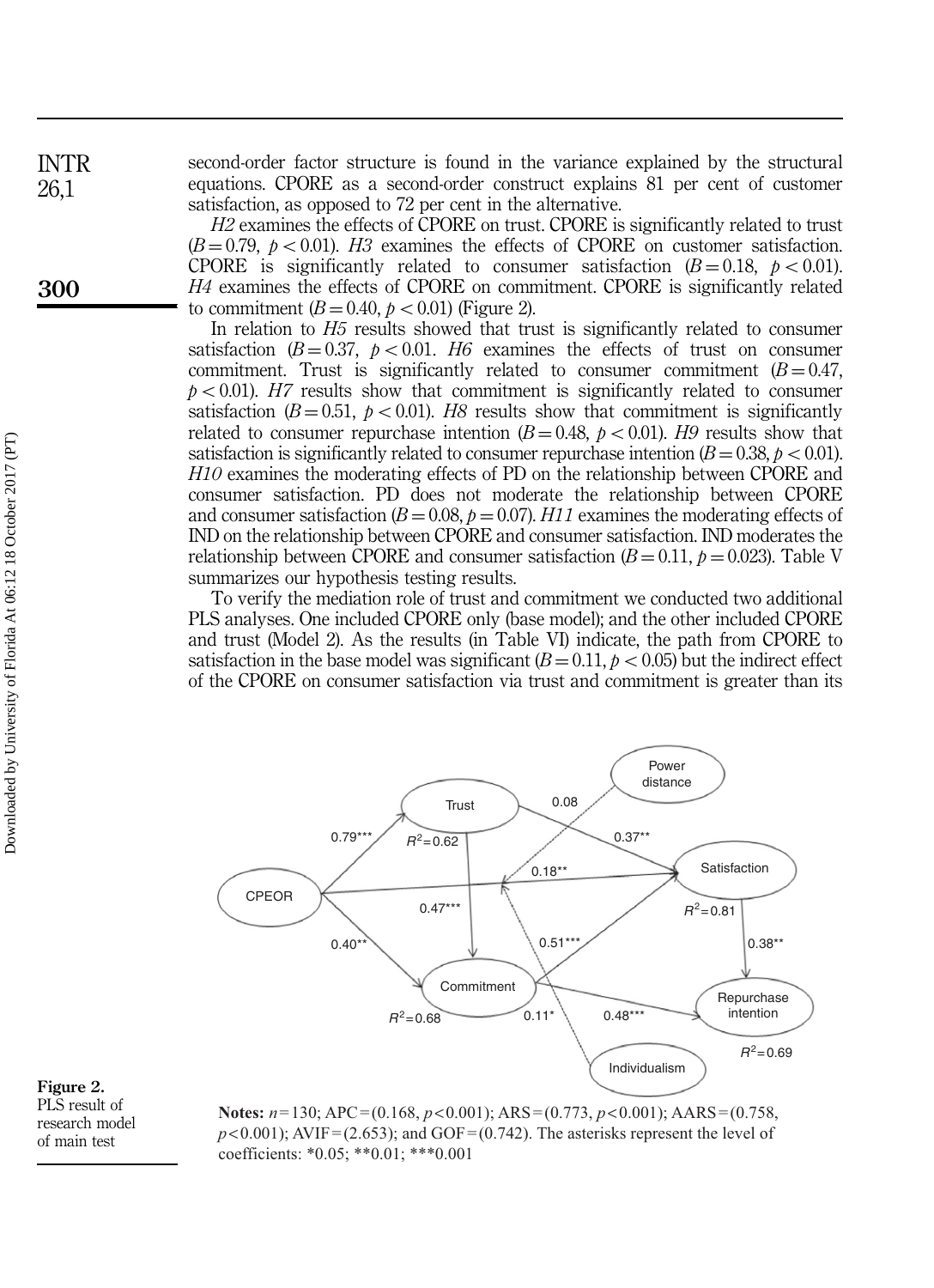second-order factor structure is found in the variance explained by the structural equations. CPORE as a second-order construct explains 81 per cent of customer satisfaction, as opposed to 72 per cent in the alternative.

*H2* examines the effects of CPORE on trust. CPORE is significantly related to trust ($B = 0.79$, $p < 0.01$). *H3* examines the effects of CPORE on customer satisfaction. CPORE is significantly related to consumer satisfaction ($B = 0.18$, $p < 0.01$). *H4* examines the effects of CPORE on commitment. CPORE is significantly related to commitment ($B = 0.40$, $p < 0.01$) (Figure 2).

In relation to *H5* results showed that trust is significantly related to consumer satisfaction ($B = 0.37$, $p < 0.01$. *H6* examines the effects of trust on consumer commitment. Trust is significantly related to consumer commitment ($B = 0.47$, $p < 0.01$). *H7* results show that commitment is significantly related to consumer satisfaction ($B = 0.51$, $p < 0.01$). *H8* results show that commitment is significantly related to consumer repurchase intention ($B = 0.48$, $p < 0.01$). *H9* results show that satisfaction is significantly related to consumer repurchase intention ($B = 0.38$, $p < 0.01$). *H10* examines the moderating effects of PD on the relationship between CPORE and consumer satisfaction. PD does not moderate the relationship between CPORE and consumer satisfaction ($B = 0.08$, $p = 0.07$). *H11* examines the moderating effects of IND on the relationship between CPORE and consumer satisfaction. IND moderates the relationship between CPORE and consumer satisfaction ($B = 0.11$, $p = 0.023$). Table V summarizes our hypothesis testing results.

To verify the mediation role of trust and commitment we conducted two additional PLS analyses. One included CPORE only (base model); and the other included CPORE and trust (Model 2). As the results (in Table VI) indicate, the path from CPORE to satisfaction in the base model was significant ($B = 0.11$, $p < 0.05$) but the indirect effect of the CPORE on consumer satisfaction via trust and commitment is greater than its

**Notes:** $n = 130$; APC $= (0.168, p < 0.001)$; ARS $= (0.773, p < 0.001)$; AARS $= (0.758, p < 0.001)$; AVIF $= (2.653)$; and GOF $= (0.742)$. The asterisks represent the level of coefficients: *0.05; **0.01; ***0.001

**Figure 2.** PLS result of research model of main test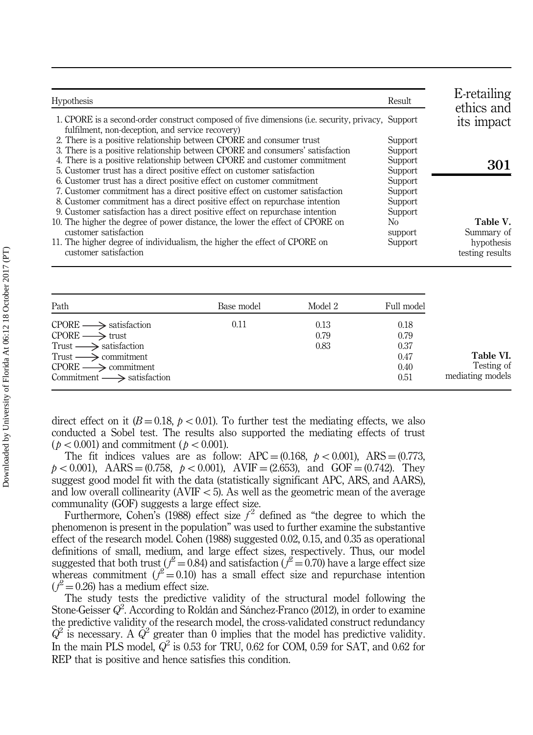| Hypothesis | Result |
|---|---|
| 1. CPORE is a second-order construct composed of five dimensions (i.e. security, privacy, fulfilment, non-deception, and service recovery) | Support |
| 2. There is a positive relationship between CPORE and consumer trust | Support |
| 3. There is a positive relationship between CPORE and consumers' satisfaction | Support |
| 4. There is a positive relationship between CPORE and customer commitment | Support |
| 5. Customer trust has a direct positive effect on customer satisfaction | Support |
| 6. Customer trust has a direct positive effect on customer commitment | Support |
| 7. Customer commitment has a direct positive effect on customer satisfaction | Support |
| 8. Customer commitment has a direct positive effect on repurchase intention | Support |
| 9. Customer satisfaction has a direct positive effect on repurchase intention | Support |
| 10. The higher the degree of power distance, the lower the effect of CPORE on customer satisfaction | No support |
| 11. The higher degree of individualism, the higher the effect of CPORE on customer satisfaction | Support |

**Table V.** Summary of hypothesis testing results

| Path | Base model | Model 2 | Full model |
|---|---|---|---|
| CPORE ⟶ satisfaction | 0.11 | 0.13 | 0.18 |
| CPORE ⟶ trust | | 0.79 | 0.79 |
| Trust ⟶ satisfaction | | 0.83 | 0.37 |
| Trust ⟶ commitment | | | 0.47 |
| CPORE ⟶ commitment | | | 0.40 |
| Commitment ⟶ satisfaction | | | 0.51 |

**Table VI.** Testing of mediating models

direct effect on it ($B = 0.18$, $p < 0.01$). To further test the mediating effects, we also conducted a Sobel test. The results also supported the mediating effects of trust ($p < 0.001$) and commitment ($p < 0.001$).

The fit indices values are as follow: APC = (0.168, $p < 0.001$), ARS = (0.773, $p < 0.001$), AARS = (0.758, $p < 0.001$), AVIF = (2.653), and GOF = (0.742). They suggest good model fit with the data (statistically significant APC, ARS, and AARS), and low overall collinearity (AVIF < 5). As well as the geometric mean of the average communality (GOF) suggests a large effect size.

Furthermore, Cohen's (1988) effect size $f^2$ defined as "the degree to which the phenomenon is present in the population" was used to further examine the substantive effect of the research model. Cohen (1988) suggested 0.02, 0.15, and 0.35 as operational definitions of small, medium, and large effect sizes, respectively. Thus, our model suggested that both trust ($f^2 = 0.84$) and satisfaction ($f^2 = 0.70$) have a large effect size whereas commitment ($f^2 = 0.10$) has a small effect size and repurchase intention ($f^2 = 0.26$) has a medium effect size.

The study tests the predictive validity of the structural model following the Stone-Geisser $Q^2$. According to Roldán and Sánchez-Franco (2012), in order to examine the predictive validity of the research model, the cross-validated construct redundancy $Q^2$ is necessary. A $Q^2$ greater than 0 implies that the model has predictive validity. In the main PLS model, $Q^2$ is 0.53 for TRU, 0.62 for COM, 0.59 for SAT, and 0.62 for REP that is positive and hence satisfies this condition.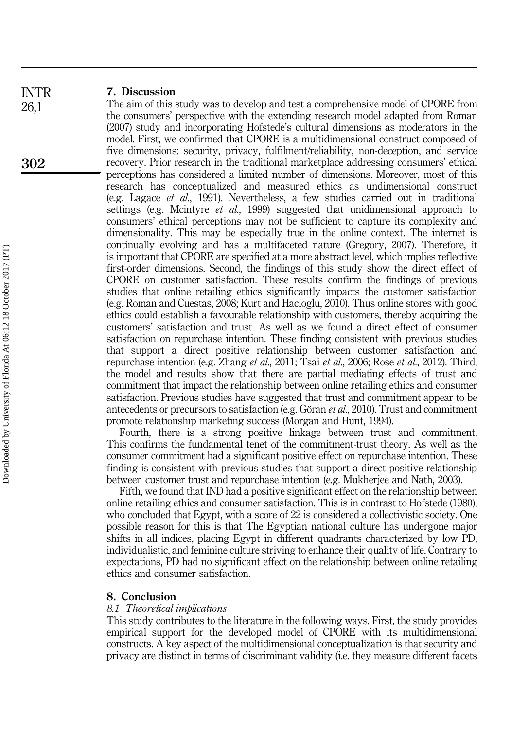## 7. Discussion

The aim of this study was to develop and test a comprehensive model of CPORE from the consumers' perspective with the extending research model adapted from Roman (2007) study and incorporating Hofstede's cultural dimensions as moderators in the model. First, we confirmed that CPORE is a multidimensional construct composed of five dimensions: security, privacy, fulfilment/reliability, non-deception, and service recovery. Prior research in the traditional marketplace addressing consumers' ethical perceptions has considered a limited number of dimensions. Moreover, most of this research has conceptualized and measured ethics as undimensional construct (e.g. Lagace *et al.*, 1991). Nevertheless, a few studies carried out in traditional settings (e.g. Mcintyre *et al.*, 1999) suggested that unidimensional approach to consumers' ethical perceptions may not be sufficient to capture its complexity and dimensionality. This may be especially true in the online context. The internet is continually evolving and has a multifaceted nature (Gregory, 2007). Therefore, it is important that CPORE are specified at a more abstract level, which implies reflective first-order dimensions. Second, the findings of this study show the direct effect of CPORE on customer satisfaction. These results confirm the findings of previous studies that online retailing ethics significantly impacts the customer satisfaction (e.g. Roman and Cuestas, 2008; Kurt and Hacioglu, 2010). Thus online stores with good ethics could establish a favourable relationship with customers, thereby acquiring the customers' satisfaction and trust. As well as we found a direct effect of consumer satisfaction on repurchase intention. These finding consistent with previous studies that support a direct positive relationship between customer satisfaction and repurchase intention (e.g. Zhang *et al.*, 2011; Tsai *et al.*, 2006; Rose *et al.*, 2012). Third, the model and results show that there are partial mediating effects of trust and commitment that impact the relationship between online retailing ethics and consumer satisfaction. Previous studies have suggested that trust and commitment appear to be antecedents or precursors to satisfaction (e.g. Göran *et al.*, 2010). Trust and commitment promote relationship marketing success (Morgan and Hunt, 1994).

Fourth, there is a strong positive linkage between trust and commitment. This confirms the fundamental tenet of the commitment-trust theory. As well as the consumer commitment had a significant positive effect on repurchase intention. These finding is consistent with previous studies that support a direct positive relationship between customer trust and repurchase intention (e.g. Mukherjee and Nath, 2003).

Fifth, we found that IND had a positive significant effect on the relationship between online retailing ethics and consumer satisfaction. This is in contrast to Hofstede (1980), who concluded that Egypt, with a score of 22 is considered a collectivistic society. One possible reason for this is that The Egyptian national culture has undergone major shifts in all indices, placing Egypt in different quadrants characterized by low PD, individualistic, and feminine culture striving to enhance their quality of life. Contrary to expectations, PD had no significant effect on the relationship between online retailing ethics and consumer satisfaction.

## 8. Conclusion

### *8.1 Theoretical implications*

This study contributes to the literature in the following ways. First, the study provides empirical support for the developed model of CPORE with its multidimensional constructs. A key aspect of the multidimensional conceptualization is that security and privacy are distinct in terms of discriminant validity (i.e. they measure different facets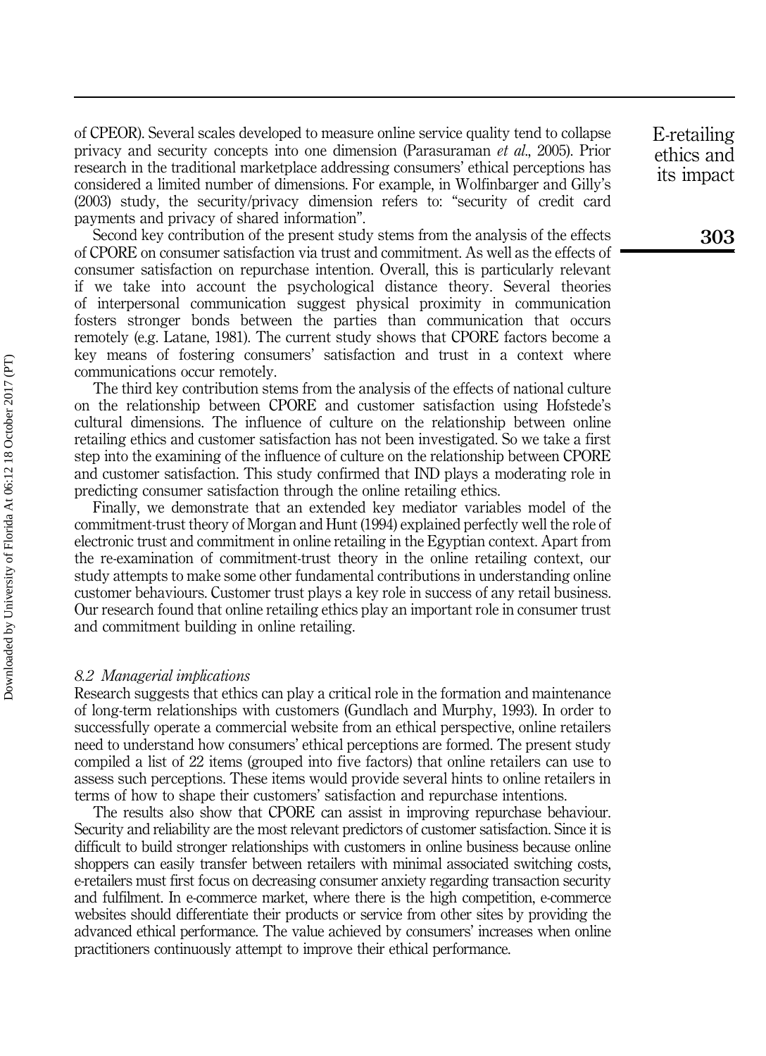of CPEOR). Several scales developed to measure online service quality tend to collapse privacy and security concepts into one dimension (Parasuraman *et al.*, 2005). Prior research in the traditional marketplace addressing consumers' ethical perceptions has considered a limited number of dimensions. For example, in Wolfinbarger and Gilly's (2003) study, the security/privacy dimension refers to: "security of credit card payments and privacy of shared information".

Second key contribution of the present study stems from the analysis of the effects of CPORE on consumer satisfaction via trust and commitment. As well as the effects of consumer satisfaction on repurchase intention. Overall, this is particularly relevant if we take into account the psychological distance theory. Several theories of interpersonal communication suggest physical proximity in communication fosters stronger bonds between the parties than communication that occurs remotely (e.g. Latane, 1981). The current study shows that CPORE factors become a key means of fostering consumers' satisfaction and trust in a context where communications occur remotely.

The third key contribution stems from the analysis of the effects of national culture on the relationship between CPORE and customer satisfaction using Hofstede's cultural dimensions. The influence of culture on the relationship between online retailing ethics and customer satisfaction has not been investigated. So we take a first step into the examining of the influence of culture on the relationship between CPORE and customer satisfaction. This study confirmed that IND plays a moderating role in predicting consumer satisfaction through the online retailing ethics.

Finally, we demonstrate that an extended key mediator variables model of the commitment-trust theory of Morgan and Hunt (1994) explained perfectly well the role of electronic trust and commitment in online retailing in the Egyptian context. Apart from the re-examination of commitment-trust theory in the online retailing context, our study attempts to make some other fundamental contributions in understanding online customer behaviours. Customer trust plays a key role in success of any retail business. Our research found that online retailing ethics play an important role in consumer trust and commitment building in online retailing.

### *8.2 Managerial implications*

Research suggests that ethics can play a critical role in the formation and maintenance of long-term relationships with customers (Gundlach and Murphy, 1993). In order to successfully operate a commercial website from an ethical perspective, online retailers need to understand how consumers' ethical perceptions are formed. The present study compiled a list of 22 items (grouped into five factors) that online retailers can use to assess such perceptions. These items would provide several hints to online retailers in terms of how to shape their customers' satisfaction and repurchase intentions.

The results also show that CPORE can assist in improving repurchase behaviour. Security and reliability are the most relevant predictors of customer satisfaction. Since it is difficult to build stronger relationships with customers in online business because online shoppers can easily transfer between retailers with minimal associated switching costs, e-retailers must first focus on decreasing consumer anxiety regarding transaction security and fulfilment. In e-commerce market, where there is the high competition, e-commerce websites should differentiate their products or service from other sites by providing the advanced ethical performance. The value achieved by consumers' increases when online practitioners continuously attempt to improve their ethical performance.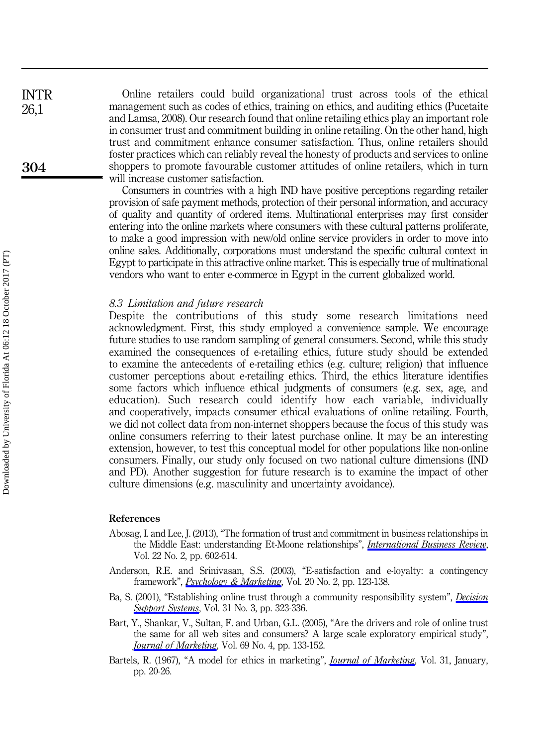Online retailers could build organizational trust across tools of the ethical management such as codes of ethics, training on ethics, and auditing ethics (Pucetaite and Lamsa, 2008). Our research found that online retailing ethics play an important role in consumer trust and commitment building in online retailing. On the other hand, high trust and commitment enhance consumer satisfaction. Thus, online retailers should foster practices which can reliably reveal the honesty of products and services to online shoppers to promote favourable customer attitudes of online retailers, which in turn will increase customer satisfaction.

Consumers in countries with a high IND have positive perceptions regarding retailer provision of safe payment methods, protection of their personal information, and accuracy of quality and quantity of ordered items. Multinational enterprises may first consider entering into the online markets where consumers with these cultural patterns proliferate, to make a good impression with new/old online service providers in order to move into online sales. Additionally, corporations must understand the specific cultural context in Egypt to participate in this attractive online market. This is especially true of multinational vendors who want to enter e-commerce in Egypt in the current globalized world.

### *8.3 Limitation and future research*

Despite the contributions of this study some research limitations need acknowledgment. First, this study employed a convenience sample. We encourage future studies to use random sampling of general consumers. Second, while this study examined the consequences of e-retailing ethics, future study should be extended to examine the antecedents of e-retailing ethics (e.g. culture; religion) that influence customer perceptions about e-retailing ethics. Third, the ethics literature identifies some factors which influence ethical judgments of consumers (e.g. sex, age, and education). Such research could identify how each variable, individually and cooperatively, impacts consumer ethical evaluations of online retailing. Fourth, we did not collect data from non-internet shoppers because the focus of this study was online consumers referring to their latest purchase online. It may be an interesting extension, however, to test this conceptual model for other populations like non-online consumers. Finally, our study only focused on two national culture dimensions (IND and PD). Another suggestion for future research is to examine the impact of other culture dimensions (e.g. masculinity and uncertainty avoidance).

## References

Abosag, I. and Lee, J. (2013), "The formation of trust and commitment in business relationships in the Middle East: understanding Et-Moone relationships", *International Business Review*, Vol. 22 No. 2, pp. 602-614.

Anderson, R.E. and Srinivasan, S.S. (2003), "E-satisfaction and e-loyalty: a contingency framework", *Psychology & Marketing*, Vol. 20 No. 2, pp. 123-138.

Ba, S. (2001), "Establishing online trust through a community responsibility system", *Decision Support Systems*, Vol. 31 No. 3, pp. 323-336.

Bart, Y., Shankar, V., Sultan, F. and Urban, G.L. (2005), "Are the drivers and role of online trust the same for all web sites and consumers? A large scale exploratory empirical study", *Journal of Marketing*, Vol. 69 No. 4, pp. 133-152.

Bartels, R. (1967), "A model for ethics in marketing", *Journal of Marketing*, Vol. 31, January, pp. 20-26.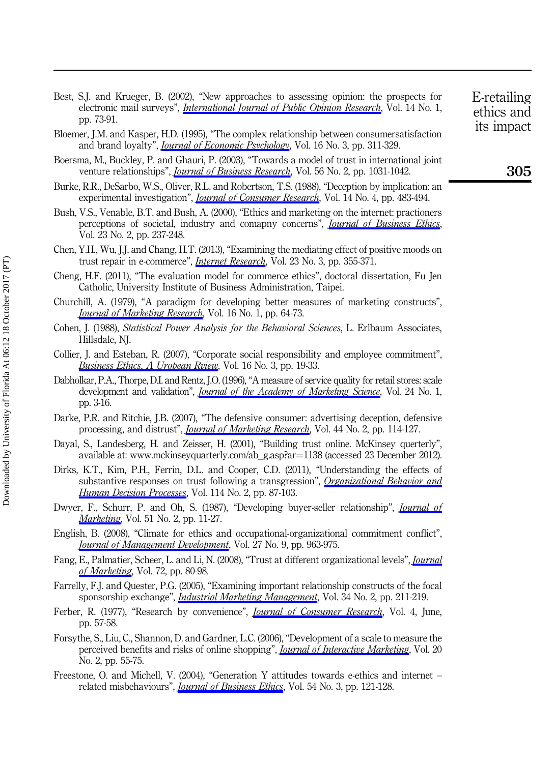Best, S.J. and Krueger, B. (2002), "New approaches to assessing opinion: the prospects for electronic mail surveys", *International Journal of Public Opinion Research*, Vol. 14 No. 1, pp. 73-91.

Bloemer, J.M. and Kasper, H.D. (1995), "The complex relationship between consumersatisfaction and brand loyalty", *Journal of Economic Psychology*, Vol. 16 No. 3, pp. 311-329.

Boersma, M., Buckley, P. and Ghauri, P. (2003), "Towards a model of trust in international joint venture relationships", *Journal of Business Research*, Vol. 56 No. 2, pp. 1031-1042.

Burke, R.R., DeSarbo, W.S., Oliver, R.L. and Robertson, T.S. (1988), "Deception by implication: an experimental investigation", *Journal of Consumer Research*, Vol. 14 No. 4, pp. 483-494.

Bush, V.S., Venable, B.T. and Bush, A. (2000), "Ethics and marketing on the internet: practioners perceptions of societal, industry and comapny concerns", *Journal of Business Ethics*, Vol. 23 No. 2, pp. 237-248.

Chen, Y.H., Wu, J.J. and Chang, H.T. (2013), "Examining the mediating effect of positive moods on trust repair in e-commerce", *Internet Research*, Vol. 23 No. 3, pp. 355-371.

Cheng, H.F. (2011), "The evaluation model for commerce ethics", doctoral dissertation, Fu Jen Catholic, University Institute of Business Administration, Taipei.

Churchill, A. (1979), "A paradigm for developing better measures of marketing constructs", *Journal of Marketing Research*, Vol. 16 No. 1, pp. 64-73.

Cohen, J. (1988), *Statistical Power Analysis for the Behavioral Sciences*, L. Erlbaum Associates, Hillsdale, NJ.

Collier, J. and Esteban, R. (2007), "Corporate social responsibility and employee commitment", *Business Ethics, A Uropean Rview*, Vol. 16 No. 3, pp. 19-33.

Dabholkar, P.A., Thorpe, D.I. and Rentz, J.O. (1996), "A measure of service quality for retail stores: scale development and validation", *Journal of the Academy of Marketing Science*, Vol. 24 No. 1, pp. 3-16.

Darke, P.R. and Ritchie, J.B. (2007), "The defensive consumer: advertising deception, defensive processing, and distrust", *Journal of Marketing Research*, Vol. 44 No. 2, pp. 114-127.

Dayal, S., Landesberg, H. and Zeisser, H. (2001), "Building trust online. McKinsey querterly", available at: www.mckinseyquarterly.com/ab_g.asp?ar=1138 (accessed 23 December 2012).

Dirks, K.T., Kim, P.H., Ferrin, D.L. and Cooper, C.D. (2011), "Understanding the effects of substantive responses on trust following a transgression", *Organizational Behavior and Human Decision Processes*, Vol. 114 No. 2, pp. 87-103.

Dwyer, F., Schurr, P. and Oh, S. (1987), "Developing buyer-seller relationship", *Journal of Marketing*, Vol. 51 No. 2, pp. 11-27.

English, B. (2008), "Climate for ethics and occupational-organizational commitment conflict", *Journal of Management Development*, Vol. 27 No. 9, pp. 963-975.

Fang, E., Palmatier, Scheer, L. and Li, N. (2008), "Trust at different organizational levels", *Journal of Marketing*, Vol. 72, pp. 80-98.

Farrelly, F.J. and Quester, P.G. (2005), "Examining important relationship constructs of the focal sponsorship exchange", *Industrial Marketing Management*, Vol. 34 No. 2, pp. 211-219.

Ferber, R. (1977), "Research by convenience", *Journal of Consumer Research*, Vol. 4, June, pp. 57-58.

Forsythe, S., Liu, C., Shannon, D. and Gardner, L.C. (2006), "Development of a scale to measure the perceived benefits and risks of online shopping", *Journal of Interactive Marketing*, Vol. 20 No. 2, pp. 55-75.

Freestone, O. and Michell, V. (2004), "Generation Y attitudes towards e-ethics and internet – related misbehaviours", *Journal of Business Ethics*, Vol. 54 No. 3, pp. 121-128.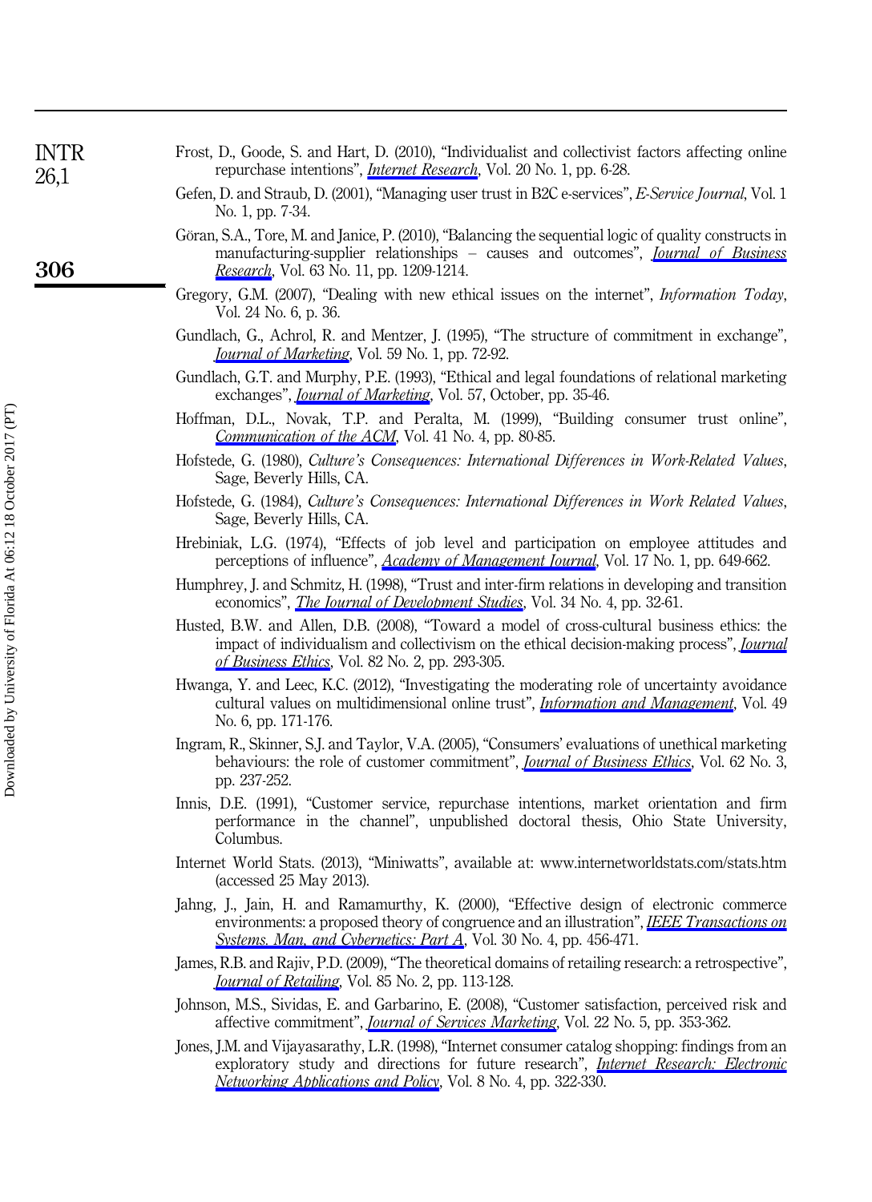Frost, D., Goode, S. and Hart, D. (2010), "Individualist and collectivist factors affecting online repurchase intentions", *Internet Research*, Vol. 20 No. 1, pp. 6-28.

Gefen, D. and Straub, D. (2001), "Managing user trust in B2C e-services", *E-Service Journal*, Vol. 1 No. 1, pp. 7-34.

Göran, S.A., Tore, M. and Janice, P. (2010), "Balancing the sequential logic of quality constructs in manufacturing-supplier relationships – causes and outcomes", *Journal of Business Research*, Vol. 63 No. 11, pp. 1209-1214.

Gregory, G.M. (2007), "Dealing with new ethical issues on the internet", *Information Today*, Vol. 24 No. 6, p. 36.

Gundlach, G., Achrol, R. and Mentzer, J. (1995), "The structure of commitment in exchange", *Journal of Marketing*, Vol. 59 No. 1, pp. 72-92.

Gundlach, G.T. and Murphy, P.E. (1993), "Ethical and legal foundations of relational marketing exchanges", *Journal of Marketing*, Vol. 57, October, pp. 35-46.

Hoffman, D.L., Novak, T.P. and Peralta, M. (1999), "Building consumer trust online", *Communication of the ACM*, Vol. 41 No. 4, pp. 80-85.

Hofstede, G. (1980), *Culture's Consequences: International Differences in Work-Related Values*, Sage, Beverly Hills, CA.

Hofstede, G. (1984), *Culture's Consequences: International Differences in Work Related Values*, Sage, Beverly Hills, CA.

Hrebiniak, L.G. (1974), "Effects of job level and participation on employee attitudes and perceptions of influence", *Academy of Management Journal*, Vol. 17 No. 1, pp. 649-662.

Humphrey, J. and Schmitz, H. (1998), "Trust and inter-firm relations in developing and transition economics", *The Journal of Development Studies*, Vol. 34 No. 4, pp. 32-61.

Husted, B.W. and Allen, D.B. (2008), "Toward a model of cross-cultural business ethics: the impact of individualism and collectivism on the ethical decision-making process", *Journal of Business Ethics*, Vol. 82 No. 2, pp. 293-305.

Hwanga, Y. and Leec, K.C. (2012), "Investigating the moderating role of uncertainty avoidance cultural values on multidimensional online trust", *Information and Management*, Vol. 49 No. 6, pp. 171-176.

Ingram, R., Skinner, S.J. and Taylor, V.A. (2005), "Consumers' evaluations of unethical marketing behaviours: the role of customer commitment", *Journal of Business Ethics*, Vol. 62 No. 3, pp. 237-252.

Innis, D.E. (1991), "Customer service, repurchase intentions, market orientation and firm performance in the channel", unpublished doctoral thesis, Ohio State University, Columbus.

Internet World Stats. (2013), "Miniwatts", available at: www.internetworldstats.com/stats.htm (accessed 25 May 2013).

Jahng, J., Jain, H. and Ramamurthy, K. (2000), "Effective design of electronic commerce environments: a proposed theory of congruence and an illustration", *IEEE Transactions on Systems, Man, and Cybernetics: Part A*, Vol. 30 No. 4, pp. 456-471.

James, R.B. and Rajiv, P.D. (2009), "The theoretical domains of retailing research: a retrospective", *Journal of Retailing*, Vol. 85 No. 2, pp. 113-128.

Johnson, M.S., Sividas, E. and Garbarino, E. (2008), "Customer satisfaction, perceived risk and affective commitment", *Journal of Services Marketing*, Vol. 22 No. 5, pp. 353-362.

Jones, J.M. and Vijayasarathy, L.R. (1998), "Internet consumer catalog shopping: findings from an exploratory study and directions for future research", *Internet Research: Electronic Networking Applications and Policy*, Vol. 8 No. 4, pp. 322-330.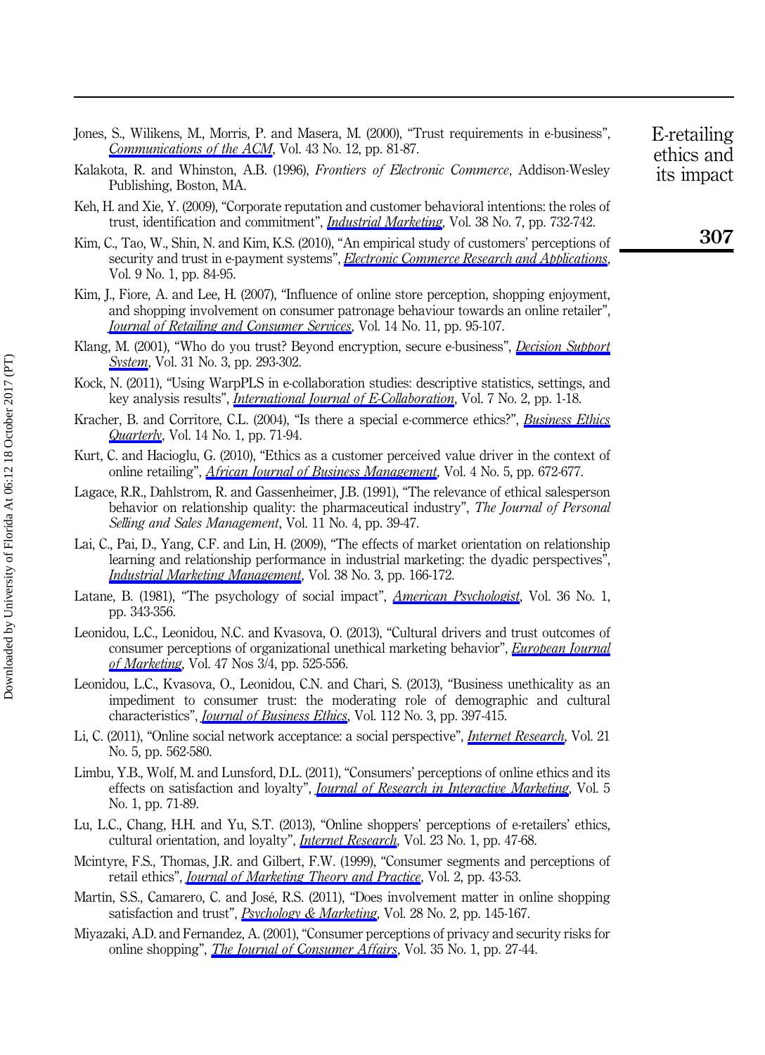Jones, S., Wilikens, M., Morris, P. and Masera, M. (2000), "Trust requirements in e-business", *Communications of the ACM*, Vol. 43 No. 12, pp. 81-87.

Kalakota, R. and Whinston, A.B. (1996), *Frontiers of Electronic Commerce*, Addison-Wesley Publishing, Boston, MA.

Keh, H. and Xie, Y. (2009), "Corporate reputation and customer behavioral intentions: the roles of trust, identification and commitment", *Industrial Marketing*, Vol. 38 No. 7, pp. 732-742.

Kim, C., Tao, W., Shin, N. and Kim, K.S. (2010), "An empirical study of customers' perceptions of security and trust in e-payment systems", *Electronic Commerce Research and Applications*, Vol. 9 No. 1, pp. 84-95.

Kim, J., Fiore, A. and Lee, H. (2007), "Influence of online store perception, shopping enjoyment, and shopping involvement on consumer patronage behaviour towards an online retailer", *Journal of Retailing and Consumer Services*, Vol. 14 No. 11, pp. 95-107.

Klang, M. (2001), "Who do you trust? Beyond encryption, secure e-business", *Decision Support System*, Vol. 31 No. 3, pp. 293-302.

Kock, N. (2011), "Using WarpPLS in e-collaboration studies: descriptive statistics, settings, and key analysis results", *International Journal of E-Collaboration*, Vol. 7 No. 2, pp. 1-18.

Kracher, B. and Corritore, C.L. (2004), "Is there a special e-commerce ethics?", *Business Ethics Quarterly*, Vol. 14 No. 1, pp. 71-94.

Kurt, C. and Hacioglu, G. (2010), "Ethics as a customer perceived value driver in the context of online retailing", *African Journal of Business Management*, Vol. 4 No. 5, pp. 672-677.

Lagace, R.R., Dahlstrom, R. and Gassenheimer, J.B. (1991), "The relevance of ethical salesperson behavior on relationship quality: the pharmaceutical industry", *The Journal of Personal Selling and Sales Management*, Vol. 11 No. 4, pp. 39-47.

Lai, C., Pai, D., Yang, C.F. and Lin, H. (2009), "The effects of market orientation on relationship learning and relationship performance in industrial marketing: the dyadic perspectives", *Industrial Marketing Management*, Vol. 38 No. 3, pp. 166-172.

Latane, B. (1981), "The psychology of social impact", *American Psychologist*, Vol. 36 No. 1, pp. 343-356.

Leonidou, L.C., Leonidou, N.C. and Kvasova, O. (2013), "Cultural drivers and trust outcomes of consumer perceptions of organizational unethical marketing behavior", *European Journal of Marketing*, Vol. 47 Nos 3/4, pp. 525-556.

Leonidou, L.C., Kvasova, O., Leonidou, C.N. and Chari, S. (2013), "Business unethicality as an impediment to consumer trust: the moderating role of demographic and cultural characteristics", *Journal of Business Ethics*, Vol. 112 No. 3, pp. 397-415.

Li, C. (2011), "Online social network acceptance: a social perspective", *Internet Research*, Vol. 21 No. 5, pp. 562-580.

Limbu, Y.B., Wolf, M. and Lunsford, D.L. (2011), "Consumers' perceptions of online ethics and its effects on satisfaction and loyalty", *Journal of Research in Interactive Marketing*, Vol. 5 No. 1, pp. 71-89.

Lu, L.C., Chang, H.H. and Yu, S.T. (2013), "Online shoppers' perceptions of e-retailers' ethics, cultural orientation, and loyalty", *Internet Research*, Vol. 23 No. 1, pp. 47-68.

Mcintyre, F.S., Thomas, J.R. and Gilbert, F.W. (1999), "Consumer segments and perceptions of retail ethics", *Journal of Marketing Theory and Practice*, Vol. 2, pp. 43-53.

Martín, S.S., Camarero, C. and José, R.S. (2011), "Does involvement matter in online shopping satisfaction and trust", *Psychology & Marketing*, Vol. 28 No. 2, pp. 145-167.

Miyazaki, A.D. and Fernandez, A. (2001), "Consumer perceptions of privacy and security risks for online shopping", *The Journal of Consumer Affairs*, Vol. 35 No. 1, pp. 27-44.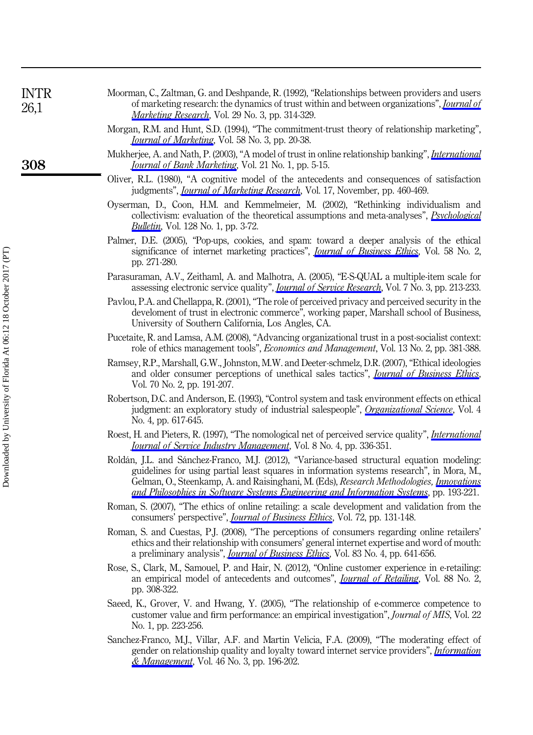Moorman, C., Zaltman, G. and Deshpande, R. (1992), "Relationships between providers and users of marketing research: the dynamics of trust within and between organizations", *Journal of Marketing Research*, Vol. 29 No. 3, pp. 314-329.

Morgan, R.M. and Hunt, S.D. (1994), "The commitment-trust theory of relationship marketing", *Journal of Marketing*, Vol. 58 No. 3, pp. 20-38.

Mukherjee, A. and Nath, P. (2003), "A model of trust in online relationship banking", *International Journal of Bank Marketing*, Vol. 21 No. 1, pp. 5-15.

Oliver, R.L. (1980), "A cognitive model of the antecedents and consequences of satisfaction judgments", *Journal of Marketing Research*, Vol. 17, November, pp. 460-469.

Oyserman, D., Coon, H.M. and Kemmelmeier, M. (2002), "Rethinking individualism and collectivism: evaluation of the theoretical assumptions and meta-analyses", *Psychological Bulletin*, Vol. 128 No. 1, pp. 3-72.

Palmer, D.E. (2005), "Pop-ups, cookies, and spam: toward a deeper analysis of the ethical significance of internet marketing practices", *Journal of Business Ethics*, Vol. 58 No. 2, pp. 271-280.

Parasuraman, A.V., Zeithaml, A. and Malhotra, A. (2005), "E-S-QUAL a multiple-item scale for assessing electronic service quality", *Journal of Service Research*, Vol. 7 No. 3, pp. 213-233.

Pavlou, P.A. and Chellappa, R. (2001), "The role of perceived privacy and perceived security in the develoment of trust in electronic commerce", working paper, Marshall school of Business, University of Southern California, Los Angles, CA.

Pucetaite, R. and Lamsa, A.M. (2008), "Advancing organizational trust in a post-socialist context: role of ethics management tools", *Economics and Management*, Vol. 13 No. 2, pp. 381-388.

Ramsey, R.P., Marshall, G.W., Johnston, M.W. and Deeter-schmelz, D.R. (2007), "Ethical ideologies and older consumer perceptions of unethical sales tactics", *Journal of Business Ethics*, Vol. 70 No. 2, pp. 191-207.

Robertson, D.C. and Anderson, E. (1993), "Control system and task environment effects on ethical judgment: an exploratory study of industrial salespeople", *Organizational Science*, Vol. 4 No. 4, pp. 617-645.

Roest, H. and Pieters, R. (1997), "The nomological net of perceived service quality", *International Journal of Service Industry Management*, Vol. 8 No. 4, pp. 336-351.

Roldán, J.L. and Sánchez-Franco, M.J. (2012), "Variance-based structural equation modeling: guidelines for using partial least squares in information systems research", in Mora, M., Gelman, O., Steenkamp, A. and Raisinghani, M. (Eds), *Research Methodologies, Innovations and Philosophies in Software Systems Engineering and Information Systems*, pp. 193-221.

Roman, S. (2007), "The ethics of online retailing: a scale development and validation from the consumers' perspective", *Journal of Business Ethics*, Vol. 72, pp. 131-148.

Roman, S. and Cuestas, P.J. (2008), "The perceptions of consumers regarding online retailers' ethics and their relationship with consumers' general internet expertise and word of mouth: a preliminary analysis", *Journal of Business Ethics*, Vol. 83 No. 4, pp. 641-656.

Rose, S., Clark, M., Samouel, P. and Hair, N. (2012), "Online customer experience in e-retailing: an empirical model of antecedents and outcomes", *Journal of Retailing*, Vol. 88 No. 2, pp. 308-322.

Saeed, K., Grover, V. and Hwang, Y. (2005), "The relationship of e-commerce competence to customer value and firm performance: an empirical investigation", *Journal of MIS*, Vol. 22 No. 1, pp. 223-256.

Sanchez-Franco, M.J., Villar, A.F. and Martin Velicia, F.A. (2009), "The moderating effect of gender on relationship quality and loyalty toward internet service providers", *Information & Management*, Vol. 46 No. 3, pp. 196-202.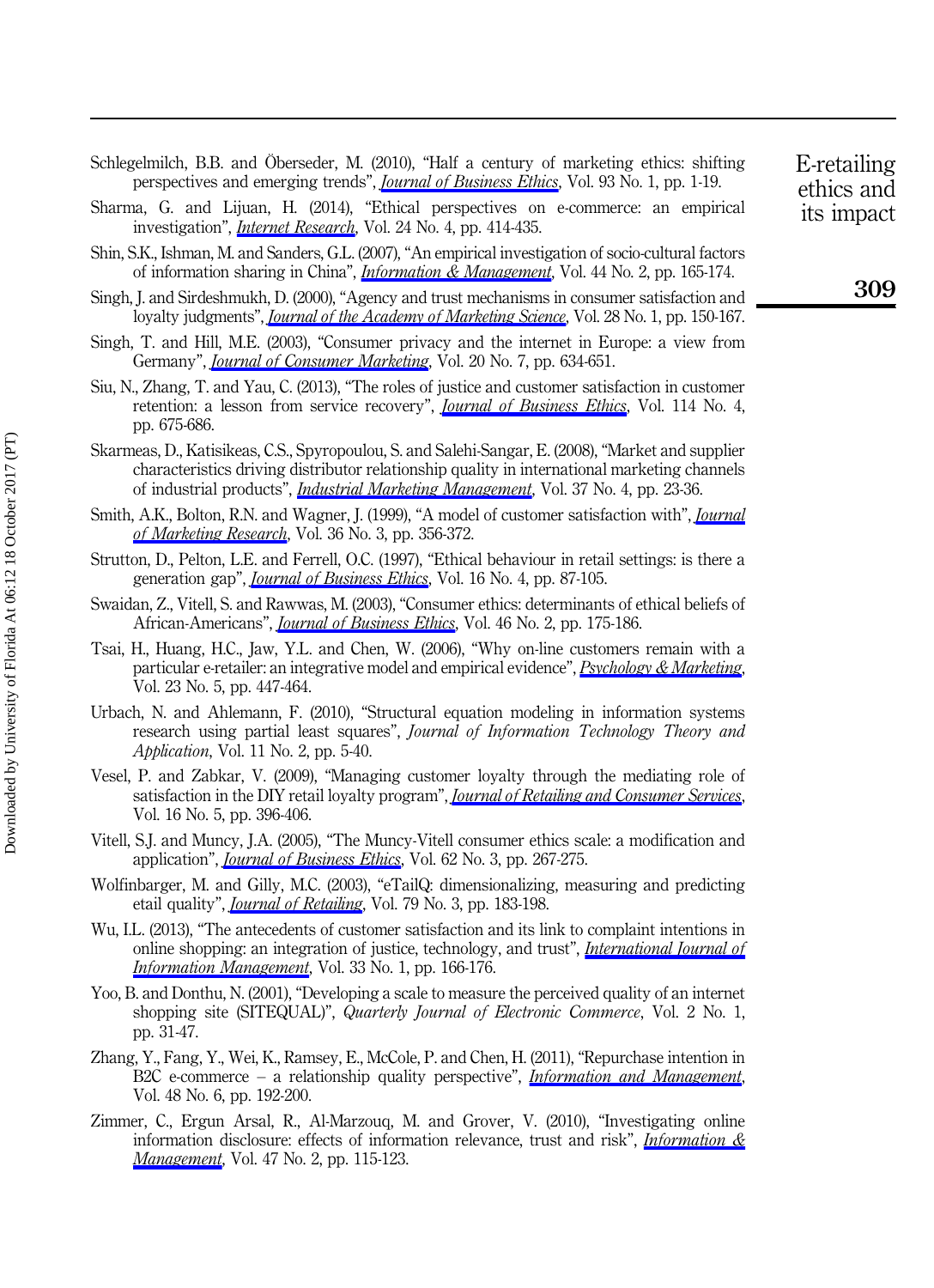Schlegelmilch, B.B. and Öberseder, M. (2010), "Half a century of marketing ethics: shifting perspectives and emerging trends", *Journal of Business Ethics*, Vol. 93 No. 1, pp. 1-19.

Sharma, G. and Lijuan, H. (2014), "Ethical perspectives on e-commerce: an empirical investigation", *Internet Research*, Vol. 24 No. 4, pp. 414-435.

Shin, S.K., Ishman, M. and Sanders, G.L. (2007), "An empirical investigation of socio-cultural factors of information sharing in China", *Information & Management*, Vol. 44 No. 2, pp. 165-174.

Singh, J. and Sirdeshmukh, D. (2000), "Agency and trust mechanisms in consumer satisfaction and loyalty judgments", *Journal of the Academy of Marketing Science*, Vol. 28 No. 1, pp. 150-167.

Singh, T. and Hill, M.E. (2003), "Consumer privacy and the internet in Europe: a view from Germany", *Journal of Consumer Marketing*, Vol. 20 No. 7, pp. 634-651.

Siu, N., Zhang, T. and Yau, C. (2013), "The roles of justice and customer satisfaction in customer retention: a lesson from service recovery", *Journal of Business Ethics*, Vol. 114 No. 4, pp. 675-686.

Skarmeas, D., Katisikeas, C.S., Spyropoulou, S. and Salehi-Sangar, E. (2008), "Market and supplier characteristics driving distributor relationship quality in international marketing channels of industrial products", *Industrial Marketing Management*, Vol. 37 No. 4, pp. 23-36.

Smith, A.K., Bolton, R.N. and Wagner, J. (1999), "A model of customer satisfaction with", *Journal of Marketing Research*, Vol. 36 No. 3, pp. 356-372.

Strutton, D., Pelton, L.E. and Ferrell, O.C. (1997), "Ethical behaviour in retail settings: is there a generation gap", *Journal of Business Ethics*, Vol. 16 No. 4, pp. 87-105.

Swaidan, Z., Vitell, S. and Rawwas, M. (2003), "Consumer ethics: determinants of ethical beliefs of African-Americans", *Journal of Business Ethics*, Vol. 46 No. 2, pp. 175-186.

Tsai, H., Huang, H.C., Jaw, Y.L. and Chen, W. (2006), "Why on-line customers remain with a particular e-retailer: an integrative model and empirical evidence", *Psychology & Marketing*, Vol. 23 No. 5, pp. 447-464.

Urbach, N. and Ahlemann, F. (2010), "Structural equation modeling in information systems research using partial least squares", *Journal of Information Technology Theory and Application*, Vol. 11 No. 2, pp. 5-40.

Vesel, P. and Zabkar, V. (2009), "Managing customer loyalty through the mediating role of satisfaction in the DIY retail loyalty program", *Journal of Retailing and Consumer Services*, Vol. 16 No. 5, pp. 396-406.

Vitell, S.J. and Muncy, J.A. (2005), "The Muncy-Vitell consumer ethics scale: a modification and application", *Journal of Business Ethics*, Vol. 62 No. 3, pp. 267-275.

Wolfinbarger, M. and Gilly, M.C. (2003), "eTailQ: dimensionalizing, measuring and predicting etail quality", *Journal of Retailing*, Vol. 79 No. 3, pp. 183-198.

Wu, I.L. (2013), "The antecedents of customer satisfaction and its link to complaint intentions in online shopping: an integration of justice, technology, and trust", *International Journal of Information Management*, Vol. 33 No. 1, pp. 166-176.

Yoo, B. and Donthu, N. (2001), "Developing a scale to measure the perceived quality of an internet shopping site (SITEQUAL)", *Quarterly Journal of Electronic Commerce*, Vol. 2 No. 1, pp. 31-47.

Zhang, Y., Fang, Y., Wei, K., Ramsey, E., McCole, P. and Chen, H. (2011), "Repurchase intention in B2C e-commerce – a relationship quality perspective", *Information and Management*, Vol. 48 No. 6, pp. 192-200.

Zimmer, C., Ergun Arsal, R., Al-Marzouq, M. and Grover, V. (2010), "Investigating online information disclosure: effects of information relevance, trust and risk", *Information & Management*, Vol. 47 No. 2, pp. 115-123.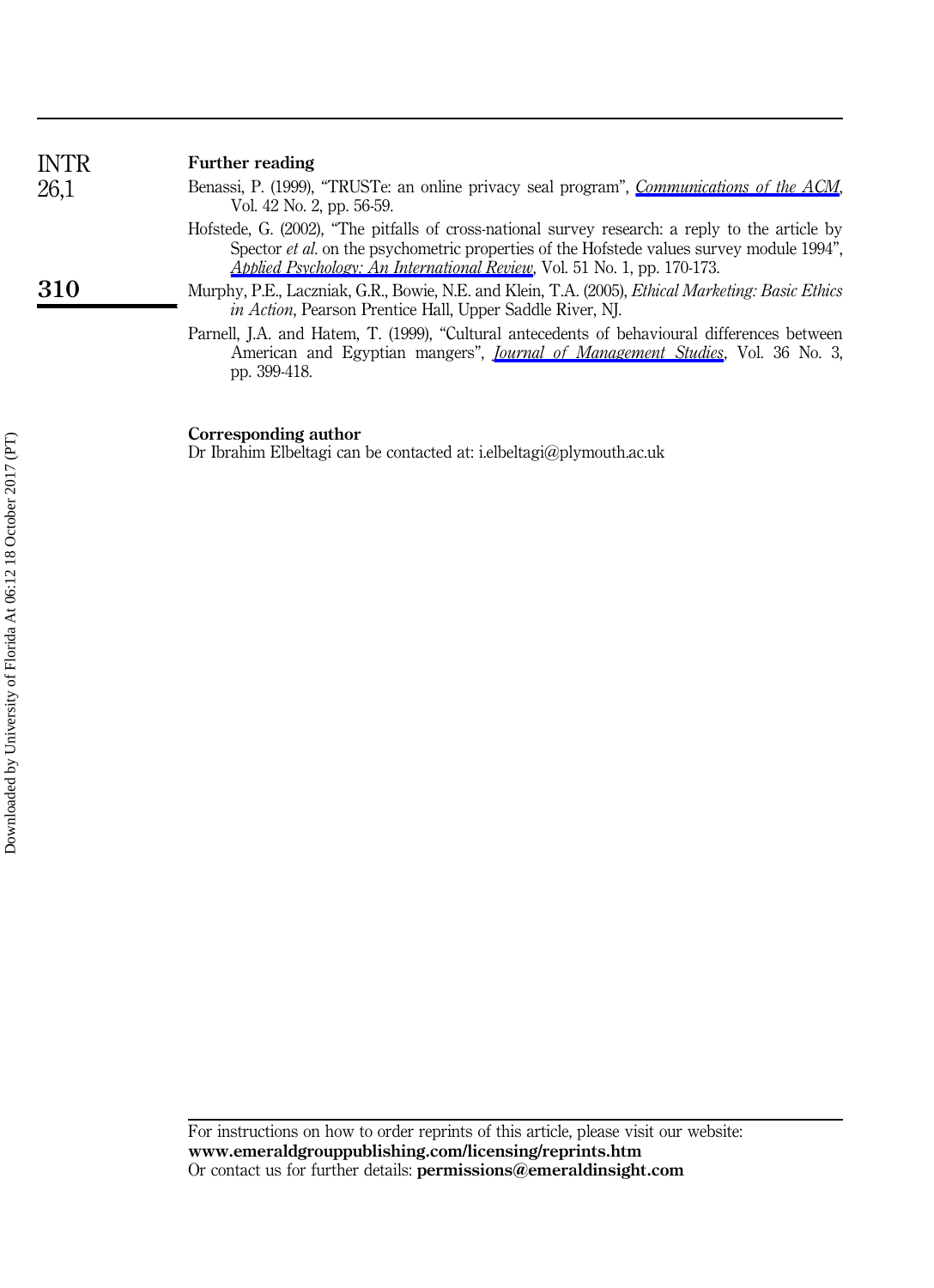## Further reading

Benassi, P. (1999), "TRUSTe: an online privacy seal program", *Communications of the ACM*, Vol. 42 No. 2, pp. 56-59.

Hofstede, G. (2002), "The pitfalls of cross-national survey research: a reply to the article by Spector *et al.* on the psychometric properties of the Hofstede values survey module 1994", *Applied Psychology: An International Review*, Vol. 51 No. 1, pp. 170-173.

Murphy, P.E., Laczniak, G.R., Bowie, N.E. and Klein, T.A. (2005), *Ethical Marketing: Basic Ethics in Action*, Pearson Prentice Hall, Upper Saddle River, NJ.

Parnell, J.A. and Hatem, T. (1999), "Cultural antecedents of behavioural differences between American and Egyptian mangers", *Journal of Management Studies*, Vol. 36 No. 3, pp. 399-418.

## Corresponding author

Dr Ibrahim Elbeltagi can be contacted at: i.elbeltagi@plymouth.ac.uk

For instructions on how to order reprints of this article, please visit our website:
**www.emeraldgrouppublishing.com/licensing/reprints.htm**
Or contact us for further details: **permissions@emeraldinsight.com**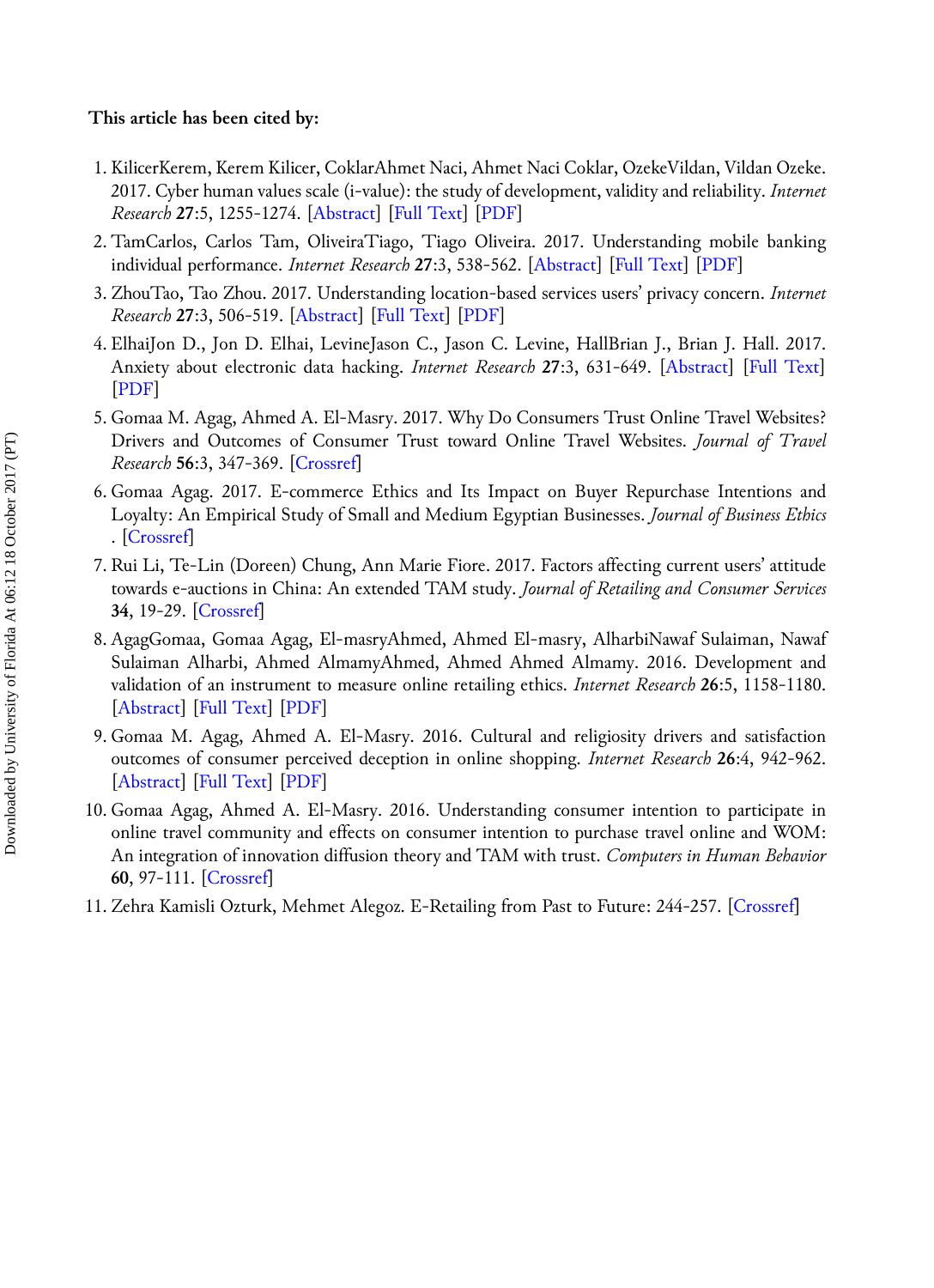**This article has been cited by:**

1. KilicerKerem, Kerem Kilicer, CoklarAhmet Naci, Ahmet Naci Coklar, OzekeVildan, Vildan Ozeke. 2017. Cyber human values scale (i-value): the study of development, validity and reliability. *Internet Research* **27**:5, 1255-1274. [Abstract] [Full Text] [PDF]
2. TamCarlos, Carlos Tam, OliveiraTiago, Tiago Oliveira. 2017. Understanding mobile banking individual performance. *Internet Research* **27**:3, 538-562. [Abstract] [Full Text] [PDF]
3. ZhouTao, Tao Zhou. 2017. Understanding location-based services users' privacy concern. *Internet Research* **27**:3, 506-519. [Abstract] [Full Text] [PDF]
4. ElhaiJon D., Jon D. Elhai, LevineJason C., Jason C. Levine, HallBrian J., Brian J. Hall. 2017. Anxiety about electronic data hacking. *Internet Research* **27**:3, 631-649. [Abstract] [Full Text] [PDF]
5. Gomaa M. Agag, Ahmed A. El-Masry. 2017. Why Do Consumers Trust Online Travel Websites? Drivers and Outcomes of Consumer Trust toward Online Travel Websites. *Journal of Travel Research* **56**:3, 347-369. [Crossref]
6. Gomaa Agag. 2017. E-commerce Ethics and Its Impact on Buyer Repurchase Intentions and Loyalty: An Empirical Study of Small and Medium Egyptian Businesses. *Journal of Business Ethics* . [Crossref]
7. Rui Li, Te-Lin (Doreen) Chung, Ann Marie Fiore. 2017. Factors affecting current users' attitude towards e-auctions in China: An extended TAM study. *Journal of Retailing and Consumer Services* **34**, 19-29. [Crossref]
8. AgagGomaa, Gomaa Agag, El-masryAhmed, Ahmed El-masry, AlharbiNawaf Sulaiman, Nawaf Sulaiman Alharbi, Ahmed AlmamyAhmed, Ahmed Ahmed Almamy. 2016. Development and validation of an instrument to measure online retailing ethics. *Internet Research* **26**:5, 1158-1180. [Abstract] [Full Text] [PDF]
9. Gomaa M. Agag, Ahmed A. El-Masry. 2016. Cultural and religiosity drivers and satisfaction outcomes of consumer perceived deception in online shopping. *Internet Research* **26**:4, 942-962. [Abstract] [Full Text] [PDF]
10. Gomaa Agag, Ahmed A. El-Masry. 2016. Understanding consumer intention to participate in online travel community and effects on consumer intention to purchase travel online and WOM: An integration of innovation diffusion theory and TAM with trust. *Computers in Human Behavior* **60**, 97-111. [Crossref]
11. Zehra Kamisli Ozturk, Mehmet Alegoz. E-Retailing from Past to Future: 244-257. [Crossref]